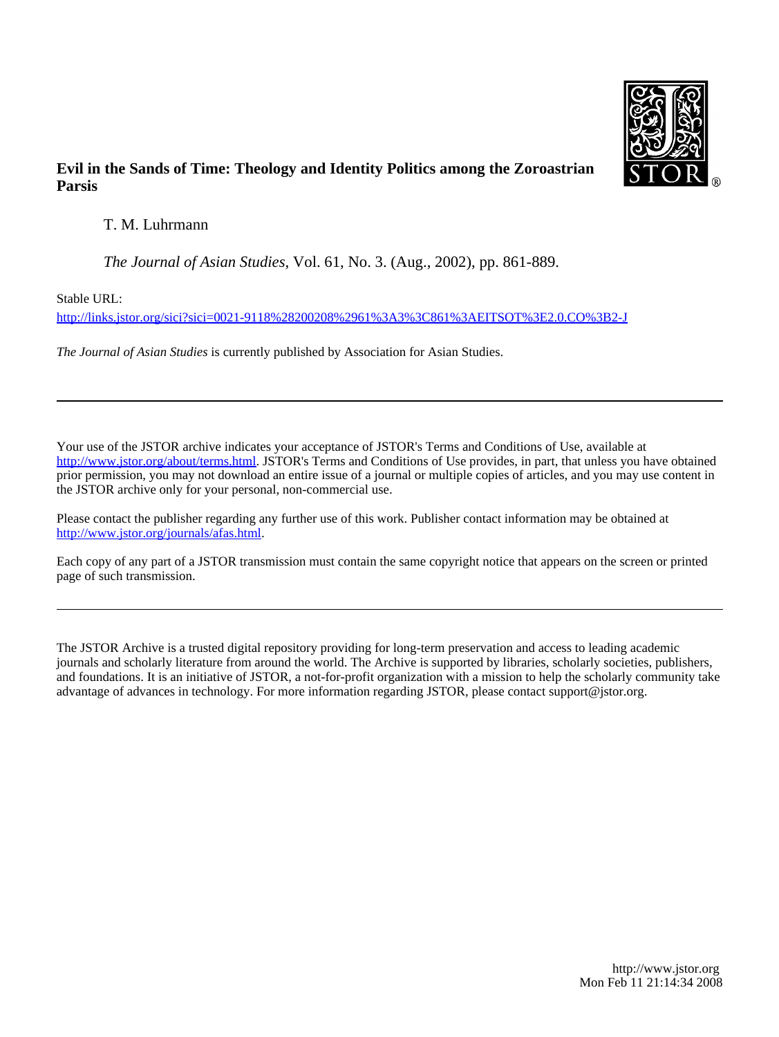**Evil in the Sands of Time: Theology and Identity Politics among the Zoroastrian Parsis**

T. M. Luhrmann

*The Journal of Asian Studies*, Vol. 61, No. 3. (Aug., 2002), pp. 861-889.

Stable URL:

http://links.jstor.org/sici?sici=0021-9118%28200208%2961%3A3%3C861%3AEITSOT%3E2.0.CO%3B2-J

*The Journal of Asian Studies* is currently published by Association for Asian Studies.

---

Your use of the JSTOR archive indicates your acceptance of JSTOR's Terms and Conditions of Use, available at http://www.jstor.org/about/terms.html. JSTOR's Terms and Conditions of Use provides, in part, that unless you have obtained prior permission, you may not download an entire issue of a journal or multiple copies of articles, and you may use content in the JSTOR archive only for your personal, non-commercial use.

Please contact the publisher regarding any further use of this work. Publisher contact information may be obtained at http://www.jstor.org/journals/afas.html.

Each copy of any part of a JSTOR transmission must contain the same copyright notice that appears on the screen or printed page of such transmission.

---

The JSTOR Archive is a trusted digital repository providing for long-term preservation and access to leading academic journals and scholarly literature from around the world. The Archive is supported by libraries, scholarly societies, publishers, and foundations. It is an initiative of JSTOR, a not-for-profit organization with a mission to help the scholarly community take advantage of advances in technology. For more information regarding JSTOR, please contact support@jstor.org.

http://www.jstor.org
Mon Feb 11 21:14:34 2008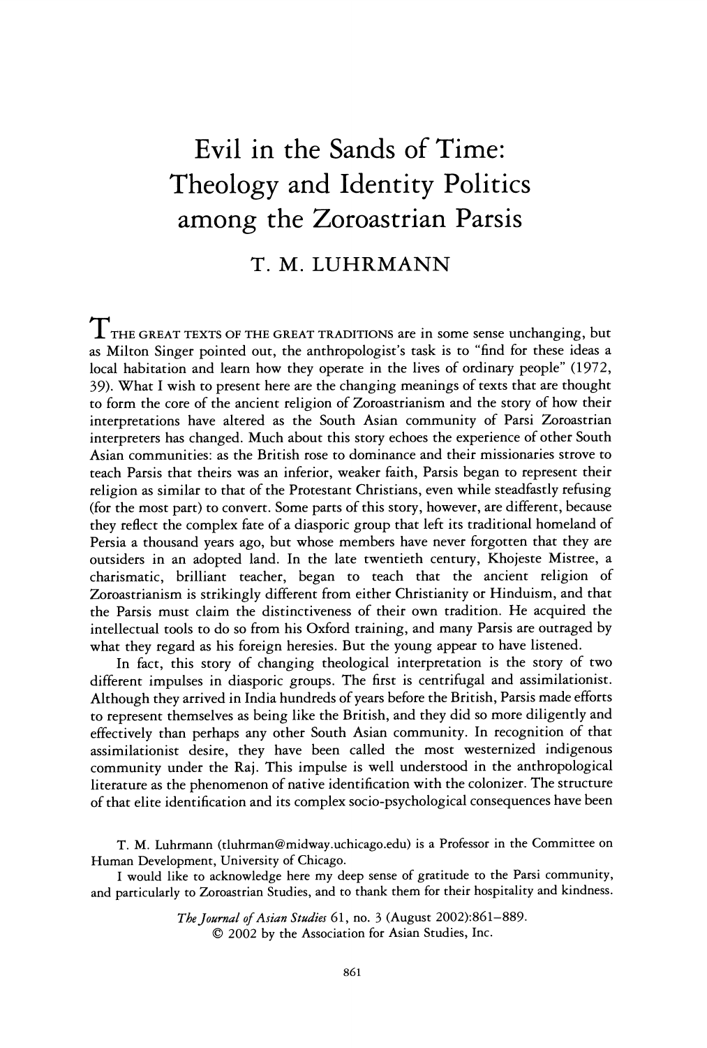# Evil in the Sands of Time: Theology and Identity Politics among the Zoroastrian Parsis

T. M. LUHRMANN

THE GREAT TEXTS OF THE GREAT TRADITIONS are in some sense unchanging, but as Milton Singer pointed out, the anthropologist's task is to "find for these ideas a local habitation and learn how they operate in the lives of ordinary people" (1972, 39). What I wish to present here are the changing meanings of texts that are thought to form the core of the ancient religion of Zoroastrianism and the story of how their interpretations have altered as the South Asian community of Parsi Zoroastrian interpreters has changed. Much about this story echoes the experience of other South Asian communities: as the British rose to dominance and their missionaries strove to teach Parsis that theirs was an inferior, weaker faith, Parsis began to represent their religion as similar to that of the Protestant Christians, even while steadfastly refusing (for the most part) to convert. Some parts of this story, however, are different, because they reflect the complex fate of a diasporic group that left its traditional homeland of Persia a thousand years ago, but whose members have never forgotten that they are outsiders in an adopted land. In the late twentieth century, Khojeste Mistree, a charismatic, brilliant teacher, began to teach that the ancient religion of Zoroastrianism is strikingly different from either Christianity or Hinduism, and that the Parsis must claim the distinctiveness of their own tradition. He acquired the intellectual tools to do so from his Oxford training, and many Parsis are outraged by what they regard as his foreign heresies. But the young appear to have listened.

In fact, this story of changing theological interpretation is the story of two different impulses in diasporic groups. The first is centrifugal and assimilationist. Although they arrived in India hundreds of years before the British, Parsis made efforts to represent themselves as being like the British, and they did so more diligently and effectively than perhaps any other South Asian community. In recognition of that assimilationist desire, they have been called the most westernized indigenous community under the Raj. This impulse is well understood in the anthropological literature as the phenomenon of native identification with the colonizer. The structure of that elite identification and its complex socio-psychological consequences have been

T. M. Luhrmann (tluhrman@midway.uchicago.edu) is a Professor in the Committee on Human Development, University of Chicago.

I would like to acknowledge here my deep sense of gratitude to the Parsi community, and particularly to Zoroastrian Studies, and to thank them for their hospitality and kindness.

*The Journal of Asian Studies* 61, no. 3 (August 2002):861–889.
© 2002 by the Association for Asian Studies, Inc.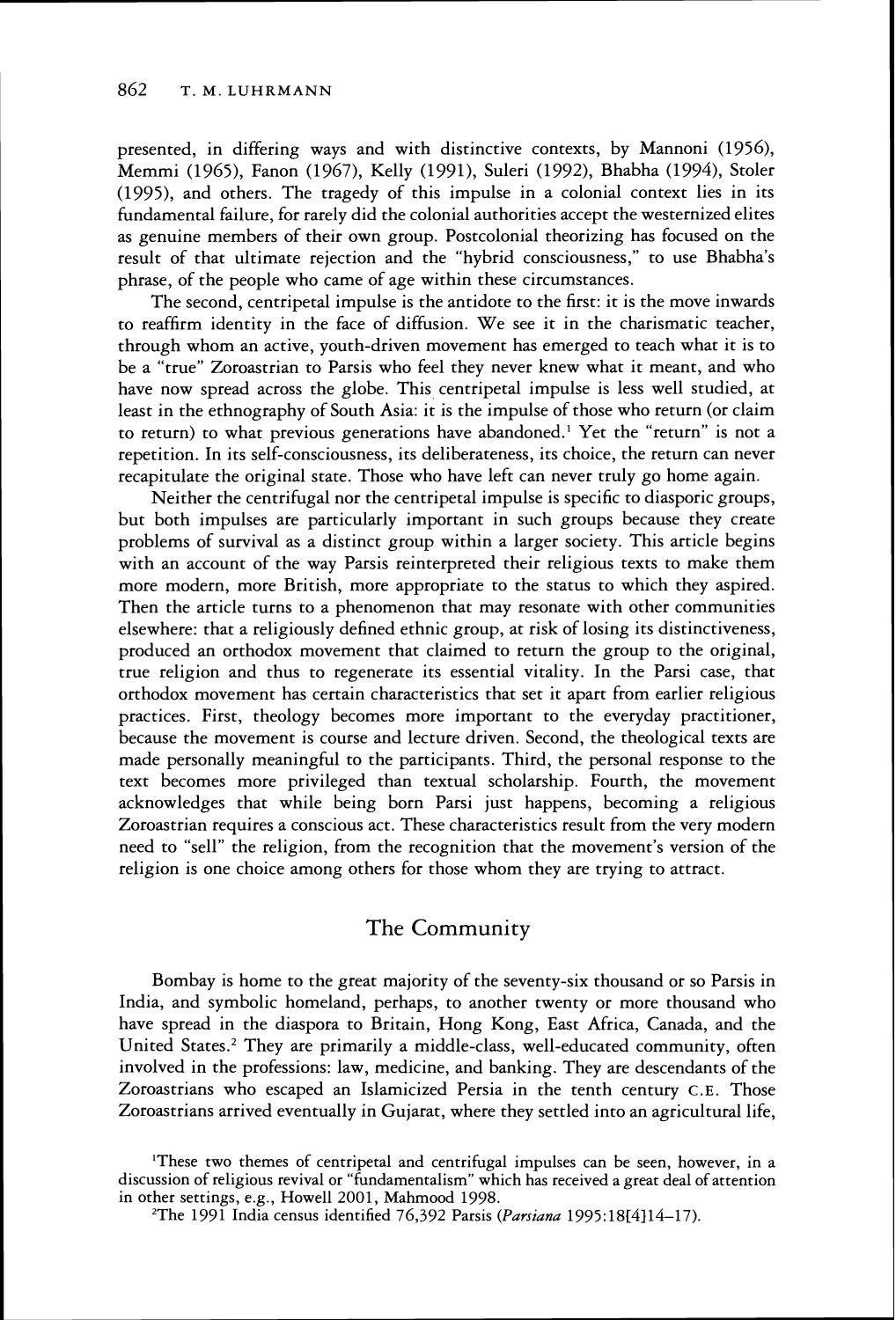presented, in differing ways and with distinctive contexts, by Mannoni (1956), Memmi (1965), Fanon (1967), Kelly (1991), Suleri (1992), Bhabha (1994), Stoler (1995), and others. The tragedy of this impulse in a colonial context lies in its fundamental failure, for rarely did the colonial authorities accept the westernized elites as genuine members of their own group. Postcolonial theorizing has focused on the result of that ultimate rejection and the "hybrid consciousness," to use Bhabha's phrase, of the people who came of age within these circumstances.

The second, centripetal impulse is the antidote to the first: it is the move inwards to reaffirm identity in the face of diffusion. We see it in the charismatic teacher, through whom an active, youth-driven movement has emerged to teach what it is to be a "true" Zoroastrian to Parsis who feel they never knew what it meant, and who have now spread across the globe. This centripetal impulse is less well studied, at least in the ethnography of South Asia: it is the impulse of those who return (or claim to return) to what previous generations have abandoned.[1] Yet the "return" is not a repetition. In its self-consciousness, its deliberateness, its choice, the return can never recapitulate the original state. Those who have left can never truly go home again.

Neither the centrifugal nor the centripetal impulse is specific to diasporic groups, but both impulses are particularly important in such groups because they create problems of survival as a distinct group within a larger society. This article begins with an account of the way Parsis reinterpreted their religious texts to make them more modern, more British, more appropriate to the status to which they aspired. Then the article turns to a phenomenon that may resonate with other communities elsewhere: that a religiously defined ethnic group, at risk of losing its distinctiveness, produced an orthodox movement that claimed to return the group to the original, true religion and thus to regenerate its essential vitality. In the Parsi case, that orthodox movement has certain characteristics that set it apart from earlier religious practices. First, theology becomes more important to the everyday practitioner, because the movement is course and lecture driven. Second, the theological texts are made personally meaningful to the participants. Third, the personal response to the text becomes more privileged than textual scholarship. Fourth, the movement acknowledges that while being born Parsi just happens, becoming a religious Zoroastrian requires a conscious act. These characteristics result from the very modern need to "sell" the religion, from the recognition that the movement's version of the religion is one choice among others for those whom they are trying to attract.

## The Community

Bombay is home to the great majority of the seventy-six thousand or so Parsis in India, and symbolic homeland, perhaps, to another twenty or more thousand who have spread in the diaspora to Britain, Hong Kong, East Africa, Canada, and the United States.[2] They are primarily a middle-class, well-educated community, often involved in the professions: law, medicine, and banking. They are descendants of the Zoroastrians who escaped an Islamicized Persia in the tenth century C.E. Those Zoroastrians arrived eventually in Gujarat, where they settled into an agricultural life,

[1]These two themes of centripetal and centrifugal impulses can be seen, however, in a discussion of religious revival or "fundamentalism" which has received a great deal of attention in other settings, e.g., Howell 2001, Mahmood 1998.

[2]The 1991 India census identified 76,392 Parsis (*Parsiana* 1995:18[4]14–17).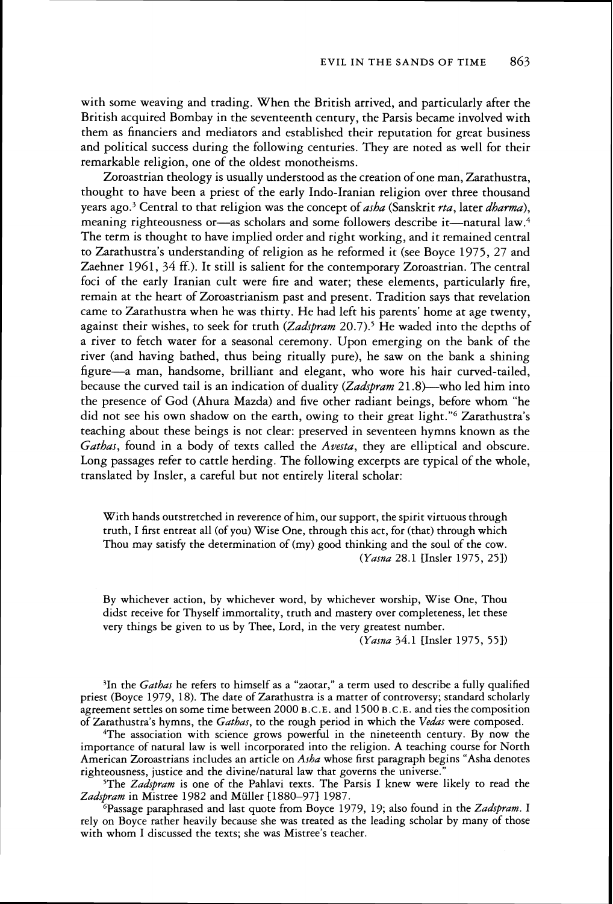with some weaving and trading. When the British arrived, and particularly after the British acquired Bombay in the seventeenth century, the Parsis became involved with them as financiers and mediators and established their reputation for great business and political success during the following centuries. They are noted as well for their remarkable religion, one of the oldest monotheisms.

Zoroastrian theology is usually understood as the creation of one man, Zarathustra, thought to have been a priest of the early Indo-Iranian religion over three thousand years ago.[3] Central to that religion was the concept of *asha* (Sanskrit *rta*, later *dharma*), meaning righteousness or—as scholars and some followers describe it—natural law.[4] The term is thought to have implied order and right working, and it remained central to Zarathustra's understanding of religion as he reformed it (see Boyce 1975, 27 and Zaehner 1961, 34 ff.). It still is salient for the contemporary Zoroastrian. The central foci of the early Iranian cult were fire and water; these elements, particularly fire, remain at the heart of Zoroastrianism past and present. Tradition says that revelation came to Zarathustra when he was thirty. He had left his parents' home at age twenty, against their wishes, to seek for truth (*Zadspram* 20.7).[5] He waded into the depths of a river to fetch water for a seasonal ceremony. Upon emerging on the bank of the river (and having bathed, thus being ritually pure), he saw on the bank a shining figure—a man, handsome, brilliant and elegant, who wore his hair curved-tailed, because the curved tail is an indication of duality (*Zadspram* 21.8)—who led him into the presence of God (Ahura Mazda) and five other radiant beings, before whom "he did not see his own shadow on the earth, owing to their great light."[6] Zarathustra's teaching about these beings is not clear: preserved in seventeen hymns known as the *Gathas*, found in a body of texts called the *Avesta*, they are elliptical and obscure. Long passages refer to cattle herding. The following excerpts are typical of the whole, translated by Insler, a careful but not entirely literal scholar:

> With hands outstretched in reverence of him, our support, the spirit virtuous through truth, I first entreat all (of you) Wise One, through this act, for (that) through which Thou may satisfy the determination of (my) good thinking and the soul of the cow.
> (*Yasna* 28.1 [Insler 1975, 25])

> By whichever action, by whichever word, by whichever worship, Wise One, Thou didst receive for Thyself immortality, truth and mastery over completeness, let these very things be given to us by Thee, Lord, in the very greatest number.
> (*Yasna* 34.1 [Insler 1975, 55])

---

[3]In the *Gathas* he refers to himself as a "zaotar," a term used to describe a fully qualified priest (Boyce 1979, 18). The date of Zarathustra is a matter of controversy; standard scholarly agreement settles on some time between 2000 B.C.E. and 1500 B.C.E. and ties the composition of Zarathustra's hymns, the *Gathas*, to the rough period in which the *Vedas* were composed.

[4]The association with science grows powerful in the nineteenth century. By now the importance of natural law is well incorporated into the religion. A teaching course for North American Zoroastrians includes an article on *Asha* whose first paragraph begins "Asha denotes righteousness, justice and the divine/natural law that governs the universe."

[5]The *Zadspram* is one of the Pahlavi texts. The Parsis I knew were likely to read the *Zadspram* in Mistree 1982 and Müller [1880–97] 1987.

[6]Passage paraphrased and last quote from Boyce 1979, 19; also found in the *Zadspram*. I rely on Boyce rather heavily because she was treated as the leading scholar by many of those with whom I discussed the texts; she was Mistree's teacher.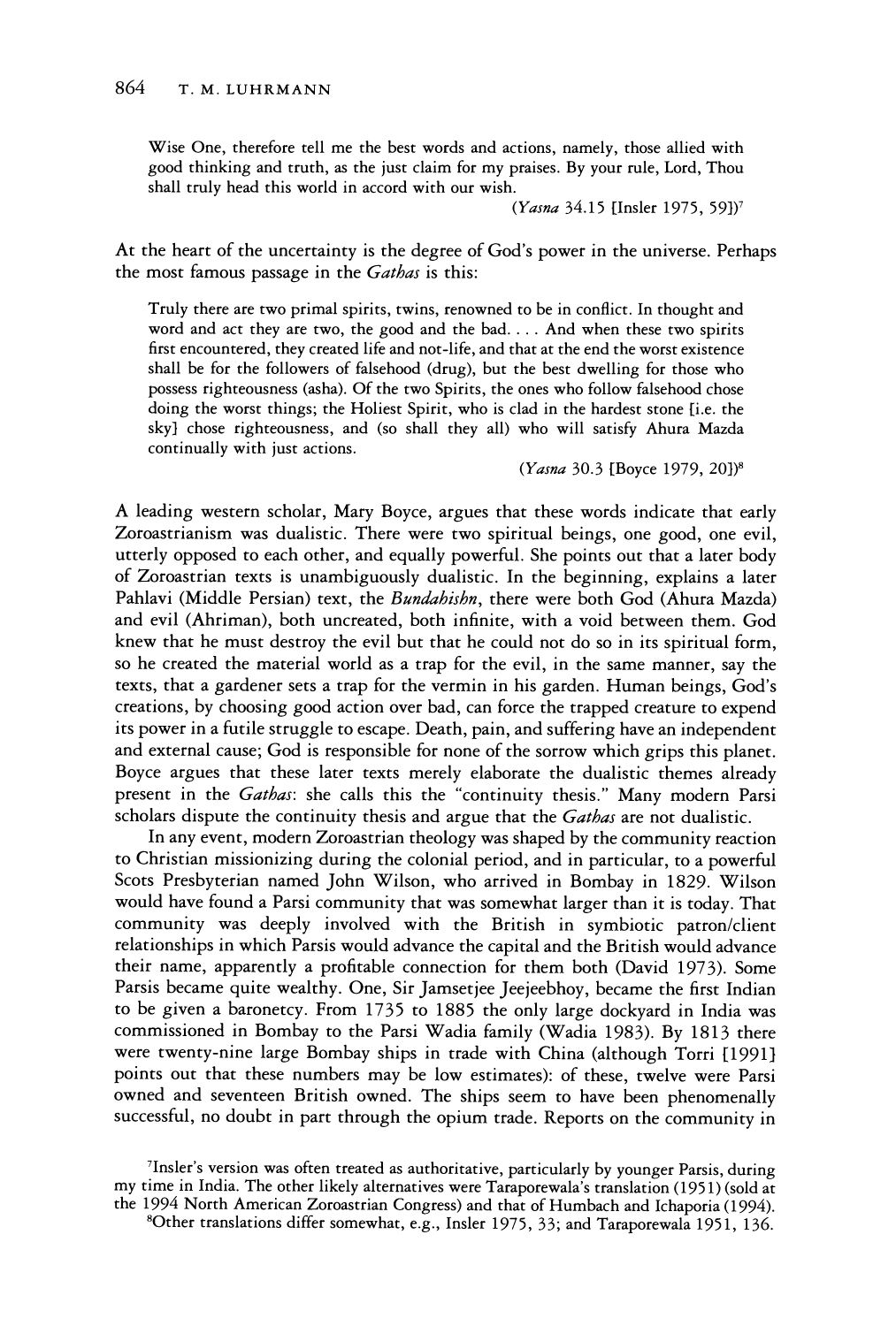> Wise One, therefore tell me the best words and actions, namely, those allied with good thinking and truth, as the just claim for my praises. By your rule, Lord, Thou shall truly head this world in accord with our wish.
>
> (*Yasna* 34.15 [Insler 1975, 59])[7]

At the heart of the uncertainty is the degree of God's power in the universe. Perhaps the most famous passage in the *Gathas* is this:

> Truly there are two primal spirits, twins, renowned to be in conflict. In thought and word and act they are two, the good and the bad. . . . And when these two spirits first encountered, they created life and not-life, and that at the end the worst existence shall be for the followers of falsehood (drug), but the best dwelling for those who possess righteousness (asha). Of the two Spirits, the ones who follow falsehood chose doing the worst things; the Holiest Spirit, who is clad in the hardest stone [i.e. the sky] chose righteousness, and (so shall they all) who will satisfy Ahura Mazda continually with just actions.
>
> (*Yasna* 30.3 [Boyce 1979, 20])[8]

A leading western scholar, Mary Boyce, argues that these words indicate that early Zoroastrianism was dualistic. There were two spiritual beings, one good, one evil, utterly opposed to each other, and equally powerful. She points out that a later body of Zoroastrian texts is unambiguously dualistic. In the beginning, explains a later Pahlavi (Middle Persian) text, the *Bundahishn*, there were both God (Ahura Mazda) and evil (Ahriman), both uncreated, both infinite, with a void between them. God knew that he must destroy the evil but that he could not do so in its spiritual form, so he created the material world as a trap for the evil, in the same manner, say the texts, that a gardener sets a trap for the vermin in his garden. Human beings, God's creations, by choosing good action over bad, can force the trapped creature to expend its power in a futile struggle to escape. Death, pain, and suffering have an independent and external cause; God is responsible for none of the sorrow which grips this planet. Boyce argues that these later texts merely elaborate the dualistic themes already present in the *Gathas*: she calls this the "continuity thesis." Many modern Parsi scholars dispute the continuity thesis and argue that the *Gathas* are not dualistic.

In any event, modern Zoroastrian theology was shaped by the community reaction to Christian missionizing during the colonial period, and in particular, to a powerful Scots Presbyterian named John Wilson, who arrived in Bombay in 1829. Wilson would have found a Parsi community that was somewhat larger than it is today. That community was deeply involved with the British in symbiotic patron/client relationships in which Parsis would advance the capital and the British would advance their name, apparently a profitable connection for them both (David 1973). Some Parsis became quite wealthy. One, Sir Jamsetjee Jeejeebhoy, became the first Indian to be given a baronetcy. From 1735 to 1885 the only large dockyard in India was commissioned in Bombay to the Parsi Wadia family (Wadia 1983). By 1813 there were twenty-nine large Bombay ships in trade with China (although Torri [1991] points out that these numbers may be low estimates): of these, twelve were Parsi owned and seventeen British owned. The ships seem to have been phenomenally successful, no doubt in part through the opium trade. Reports on the community in

[7] Insler's version was often treated as authoritative, particularly by younger Parsis, during my time in India. The other likely alternatives were Taraporewala's translation (1951) (sold at the 1994 North American Zoroastrian Congress) and that of Humbach and Ichaporia (1994).

[8] Other translations differ somewhat, e.g., Insler 1975, 33; and Taraporewala 1951, 136.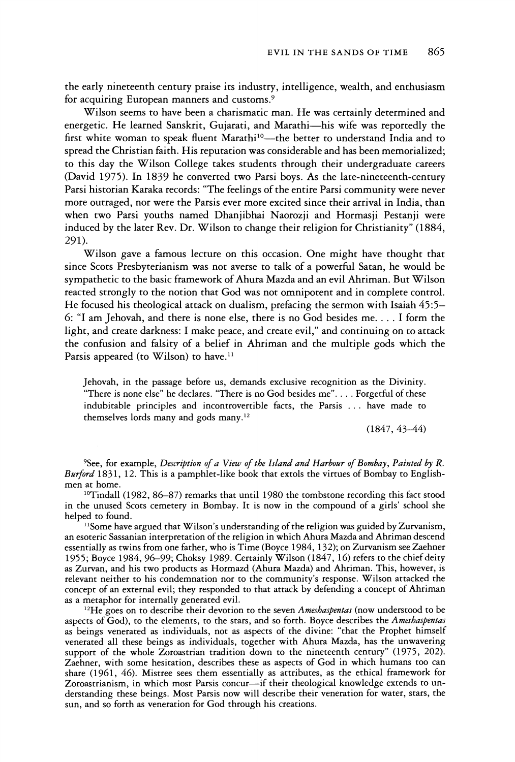the early nineteenth century praise its industry, intelligence, wealth, and enthusiasm for acquiring European manners and customs.[9]

Wilson seems to have been a charismatic man. He was certainly determined and energetic. He learned Sanskrit, Gujarati, and Marathi—his wife was reportedly the first white woman to speak fluent Marathi[10]—the better to understand India and to spread the Christian faith. His reputation was considerable and has been memorialized; to this day the Wilson College takes students through their undergraduate careers (David 1975). In 1839 he converted two Parsi boys. As the late-nineteenth-century Parsi historian Karaka records: "The feelings of the entire Parsi community were never more outraged, nor were the Parsis ever more excited since their arrival in India, than when two Parsi youths named Dhanjibhai Naorozji and Hormasji Pestanji were induced by the later Rev. Dr. Wilson to change their religion for Christianity" (1884, 291).

Wilson gave a famous lecture on this occasion. One might have thought that since Scots Presbyterianism was not averse to talk of a powerful Satan, he would be sympathetic to the basic framework of Ahura Mazda and an evil Ahriman. But Wilson reacted strongly to the notion that God was not omnipotent and in complete control. He focused his theological attack on dualism, prefacing the sermon with Isaiah 45:5–6: "I am Jehovah, and there is none else, there is no God besides me. . . . I form the light, and create darkness: I make peace, and create evil," and continuing on to attack the confusion and falsity of a belief in Ahriman and the multiple gods which the Parsis appeared (to Wilson) to have.[11]

> Jehovah, in the passage before us, demands exclusive recognition as the Divinity. "There is none else" he declares. "There is no God besides me". . . . Forgetful of these indubitable principles and incontrovertible facts, the Parsis . . . have made to themselves lords many and gods many.[12]
>
> (1847, 43–44)

[9] See, for example, *Description of a View of the Island and Harbour of Bombay, Painted by R. Burford* 1831, 12. This is a pamphlet-like book that extols the virtues of Bombay to Englishmen at home.

[10] Tindall (1982, 86–87) remarks that until 1980 the tombstone recording this fact stood in the unused Scots cemetery in Bombay. It is now in the compound of a girls' school she helped to found.

[11] Some have argued that Wilson's understanding of the religion was guided by Zurvanism, an esoteric Sassanian interpretation of the religion in which Ahura Mazda and Ahriman descend essentially as twins from one father, who is Time (Boyce 1984, 132); on Zurvanism see Zaehner 1955; Boyce 1984, 96–99; Choksy 1989. Certainly Wilson (1847, 16) refers to the chief deity as Zurvan, and his two products as Hormazd (Ahura Mazda) and Ahriman. This, however, is relevant neither to his condemnation nor to the community's response. Wilson attacked the concept of an external evil; they responded to that attack by defending a concept of Ahriman as a metaphor for internally generated evil.

[12] He goes on to describe their devotion to the seven *Ameshaspentas* (now understood to be aspects of God), to the elements, to the stars, and so forth. Boyce describes the *Ameshaspentas* as beings venerated as individuals, not as aspects of the divine: "that the Prophet himself venerated all these beings as individuals, together with Ahura Mazda, has the unwavering support of the whole Zoroastrian tradition down to the nineteenth century" (1975, 202). Zaehner, with some hesitation, describes these as aspects of God in which humans too can share (1961, 46). Mistree sees them essentially as attributes, as the ethical framework for Zoroastrianism, in which most Parsis concur—if their theological knowledge extends to understanding these beings. Most Parsis now will describe their veneration for water, stars, the sun, and so forth as veneration for God through his creations.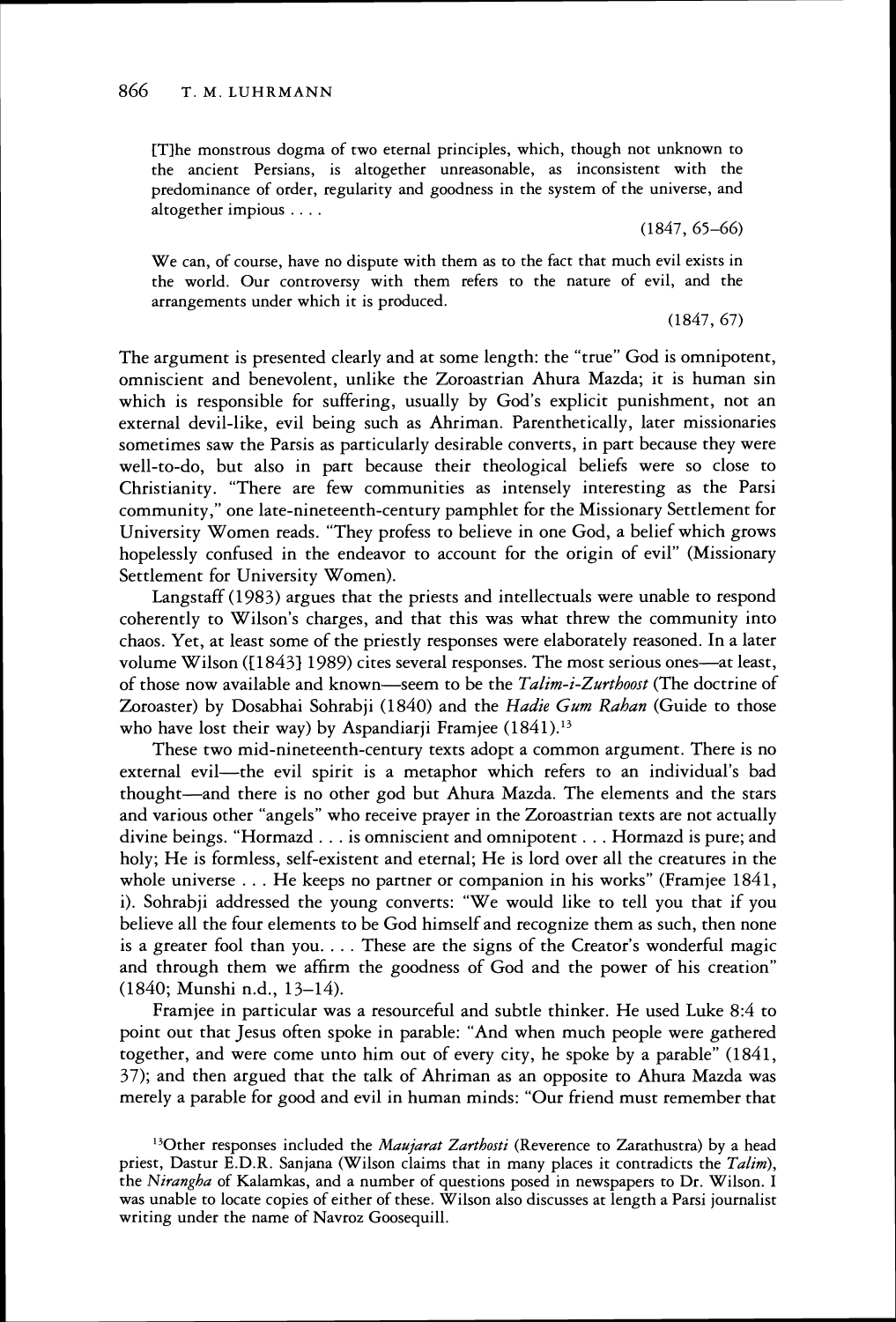> [T]he monstrous dogma of two eternal principles, which, though not unknown to the ancient Persians, is altogether unreasonable, as inconsistent with the predominance of order, regularity and goodness in the system of the universe, and altogether impious . . . .
>
> (1847, 65–66)

> We can, of course, have no dispute with them as to the fact that much evil exists in the world. Our controversy with them refers to the nature of evil, and the arrangements under which it is produced.
>
> (1847, 67)

The argument is presented clearly and at some length: the "true" God is omnipotent, omniscient and benevolent, unlike the Zoroastrian Ahura Mazda; it is human sin which is responsible for suffering, usually by God's explicit punishment, not an external devil-like, evil being such as Ahriman. Parenthetically, later missionaries sometimes saw the Parsis as particularly desirable converts, in part because they were well-to-do, but also in part because their theological beliefs were so close to Christianity. "There are few communities as intensely interesting as the Parsi community," one late-nineteenth-century pamphlet for the Missionary Settlement for University Women reads. "They profess to believe in one God, a belief which grows hopelessly confused in the endeavor to account for the origin of evil" (Missionary Settlement for University Women).

Langstaff (1983) argues that the priests and intellectuals were unable to respond coherently to Wilson's charges, and that this was what threw the community into chaos. Yet, at least some of the priestly responses were elaborately reasoned. In a later volume Wilson ([1843] 1989) cites several responses. The most serious ones—at least, of those now available and known—seem to be the *Talim-i-Zurthoost* (The doctrine of Zoroaster) by Dosabhai Sohrabji (1840) and the *Hadie Gum Rahan* (Guide to those who have lost their way) by Aspandiarji Framjee (1841).[13]

These two mid-nineteenth-century texts adopt a common argument. There is no external evil—the evil spirit is a metaphor which refers to an individual's bad thought—and there is no other god but Ahura Mazda. The elements and the stars and various other "angels" who receive prayer in the Zoroastrian texts are not actually divine beings. "Hormazd . . . is omniscient and omnipotent . . . Hormazd is pure; and holy; He is formless, self-existent and eternal; He is lord over all the creatures in the whole universe . . . He keeps no partner or companion in his works" (Framjee 1841, i). Sohrabji addressed the young converts: "We would like to tell you that if you believe all the four elements to be God himself and recognize them as such, then none is a greater fool than you. . . . These are the signs of the Creator's wonderful magic and through them we affirm the goodness of God and the power of his creation" (1840; Munshi n.d., 13–14).

Framjee in particular was a resourceful and subtle thinker. He used Luke 8:4 to point out that Jesus often spoke in parable: "And when much people were gathered together, and were come unto him out of every city, he spoke by a parable" (1841, 37); and then argued that the talk of Ahriman as an opposite to Ahura Mazda was merely a parable for good and evil in human minds: "Our friend must remember that

[13] Other responses included the *Maujarat Zarthosti* (Reverence to Zarathustra) by a head priest, Dastur E.D.R. Sanjana (Wilson claims that in many places it contradicts the *Talim*), the *Nirangha* of Kalamkas, and a number of questions posed in newspapers to Dr. Wilson. I was unable to locate copies of either of these. Wilson also discusses at length a Parsi journalist writing under the name of Navroz Goosequill.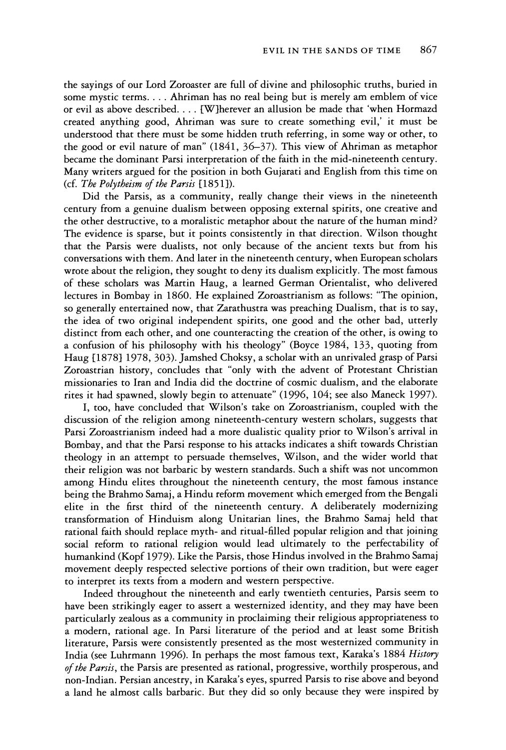the sayings of our Lord Zoroaster are full of divine and philosophic truths, buried in some mystic terms. . . . Ahriman has no real being but is merely am emblem of vice or evil as above described. . . . [W]herever an allusion be made that 'when Hormazd created anything good, Ahriman was sure to create something evil,' it must be understood that there must be some hidden truth referring, in some way or other, to the good or evil nature of man" (1841, 36–37). This view of Ahriman as metaphor became the dominant Parsi interpretation of the faith in the mid-nineteenth century. Many writers argued for the position in both Gujarati and English from this time on (cf. *The Polytheism of the Parsis* [1851]).

Did the Parsis, as a community, really change their views in the nineteenth century from a genuine dualism between opposing external spirits, one creative and the other destructive, to a moralistic metaphor about the nature of the human mind? The evidence is sparse, but it points consistently in that direction. Wilson thought that the Parsis were dualists, not only because of the ancient texts but from his conversations with them. And later in the nineteenth century, when European scholars wrote about the religion, they sought to deny its dualism explicitly. The most famous of these scholars was Martin Haug, a learned German Orientalist, who delivered lectures in Bombay in 1860. He explained Zoroastrianism as follows: "The opinion, so generally entertained now, that Zarathustra was preaching Dualism, that is to say, the idea of two original independent spirits, one good and the other bad, utterly distinct from each other, and one counteracting the creation of the other, is owing to a confusion of his philosophy with his theology" (Boyce 1984, 133, quoting from Haug [1878] 1978, 303). Jamshed Choksy, a scholar with an unrivaled grasp of Parsi Zoroastrian history, concludes that "only with the advent of Protestant Christian missionaries to Iran and India did the doctrine of cosmic dualism, and the elaborate rites it had spawned, slowly begin to attenuate" (1996, 104; see also Maneck 1997).

I, too, have concluded that Wilson's take on Zoroastrianism, coupled with the discussion of the religion among nineteenth-century western scholars, suggests that Parsi Zoroastrianism indeed had a more dualistic quality prior to Wilson's arrival in Bombay, and that the Parsi response to his attacks indicates a shift towards Christian theology in an attempt to persuade themselves, Wilson, and the wider world that their religion was not barbaric by western standards. Such a shift was not uncommon among Hindu elites throughout the nineteenth century, the most famous instance being the Brahmo Samaj, a Hindu reform movement which emerged from the Bengali elite in the first third of the nineteenth century. A deliberately modernizing transformation of Hinduism along Unitarian lines, the Brahmo Samaj held that rational faith should replace myth- and ritual-filled popular religion and that joining social reform to rational religion would lead ultimately to the perfectability of humankind (Kopf 1979). Like the Parsis, those Hindus involved in the Brahmo Samaj movement deeply respected selective portions of their own tradition, but were eager to interpret its texts from a modern and western perspective.

Indeed throughout the nineteenth and early twentieth centuries, Parsis seem to have been strikingly eager to assert a westernized identity, and they may have been particularly zealous as a community in proclaiming their religious appropriateness to a modern, rational age. In Parsi literature of the period and at least some British literature, Parsis were consistently presented as the most westernized community in India (see Luhrmann 1996). In perhaps the most famous text, Karaka's 1884 *History of the Parsis*, the Parsis are presented as rational, progressive, worthily prosperous, and non-Indian. Persian ancestry, in Karaka's eyes, spurred Parsis to rise above and beyond a land he almost calls barbaric. But they did so only because they were inspired by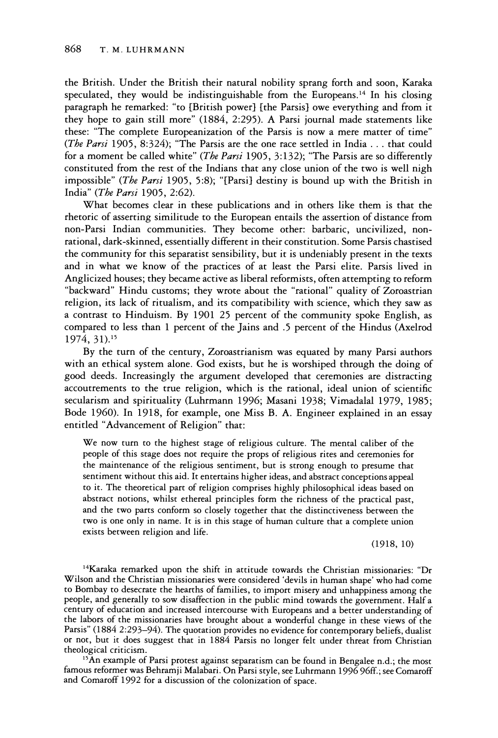the British. Under the British their natural nobility sprang forth and soon, Karaka speculated, they would be indistinguishable from the Europeans.[14] In his closing paragraph he remarked: "to [British power] [the Parsis] owe everything and from it they hope to gain still more" (1884, 2:295). A Parsi journal made statements like these: "The complete Europeanization of the Parsis is now a mere matter of time" (*The Parsi* 1905, 8:324); "The Parsis are the one race settled in India . . . that could for a moment be called white" (*The Parsi* 1905, 3:132); "The Parsis are so differently constituted from the rest of the Indians that any close union of the two is well nigh impossible" (*The Parsi* 1905, 5:8); "[Parsi] destiny is bound up with the British in India" (*The Parsi* 1905, 2:62).

What becomes clear in these publications and in others like them is that the rhetoric of asserting similitude to the European entails the assertion of distance from non-Parsi Indian communities. They become other: barbaric, uncivilized, non-rational, dark-skinned, essentially different in their constitution. Some Parsis chastised the community for this separatist sensibility, but it is undeniably present in the texts and in what we know of the practices of at least the Parsi elite. Parsis lived in Anglicized houses; they became active as liberal reformists, often attempting to reform "backward" Hindu customs; they wrote about the "rational" quality of Zoroastrian religion, its lack of ritualism, and its compatibility with science, which they saw as a contrast to Hinduism. By 1901 25 percent of the community spoke English, as compared to less than 1 percent of the Jains and .5 percent of the Hindus (Axelrod 1974, 31).[15]

By the turn of the century, Zoroastrianism was equated by many Parsi authors with an ethical system alone. God exists, but he is worshiped through the doing of good deeds. Increasingly the argument developed that ceremonies are distracting accoutrements to the true religion, which is the rational, ideal union of scientific secularism and spirituality (Luhrmann 1996; Masani 1938; Vimadalal 1979, 1985; Bode 1960). In 1918, for example, one Miss B. A. Engineer explained in an essay entitled "Advancement of Religion" that:

> We now turn to the highest stage of religious culture. The mental caliber of the people of this stage does not require the props of religious rites and ceremonies for the maintenance of the religious sentiment, but is strong enough to presume that sentiment without this aid. It entertains higher ideas, and abstract conceptions appeal to it. The theoretical part of religion comprises highly philosophical ideas based on abstract notions, whilst ethereal principles form the richness of the practical past, and the two parts conform so closely together that the distinctiveness between the two is one only in name. It is in this stage of human culture that a complete union exists between religion and life.
>
> (1918, 10)

[14]Karaka remarked upon the shift in attitude towards the Christian missionaries: "Dr Wilson and the Christian missionaries were considered 'devils in human shape' who had come to Bombay to desecrate the hearths of families, to import misery and unhappiness among the people, and generally to sow disaffection in the public mind towards the government. Half a century of education and increased intercourse with Europeans and a better understanding of the labors of the missionaries have brought about a wonderful change in these views of the Parsis" (1884 2:293–94). The quotation provides no evidence for contemporary beliefs, dualist or not, but it does suggest that in 1884 Parsis no longer felt under threat from Christian theological criticism.

[15]An example of Parsi protest against separatism can be found in Bengalee n.d.; the most famous reformer was Behramji Malabari. On Parsi style, see Luhrmann 1996 96ff.; see Comaroff and Comaroff 1992 for a discussion of the colonization of space.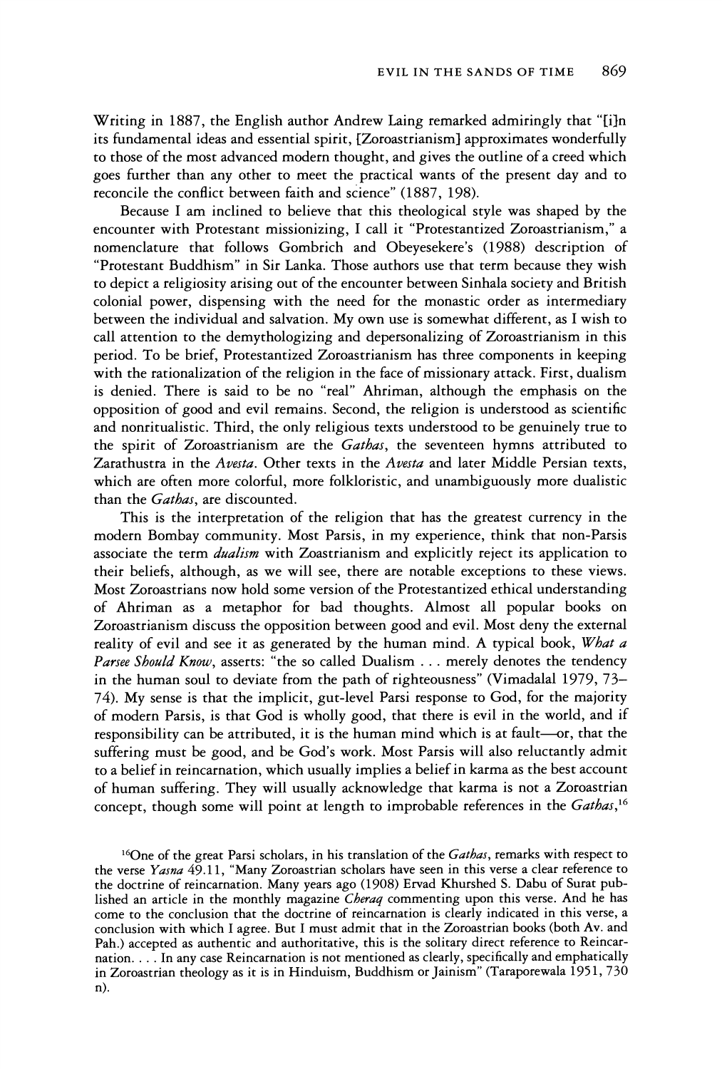Writing in 1887, the English author Andrew Laing remarked admiringly that "[i]n its fundamental ideas and essential spirit, [Zoroastrianism] approximates wonderfully to those of the most advanced modern thought, and gives the outline of a creed which goes further than any other to meet the practical wants of the present day and to reconcile the conflict between faith and science" (1887, 198).

Because I am inclined to believe that this theological style was shaped by the encounter with Protestant missionizing, I call it "Protestantized Zoroastrianism," a nomenclature that follows Gombrich and Obeyesekere's (1988) description of "Protestant Buddhism" in Sir Lanka. Those authors use that term because they wish to depict a religiosity arising out of the encounter between Sinhala society and British colonial power, dispensing with the need for the monastic order as intermediary between the individual and salvation. My own use is somewhat different, as I wish to call attention to the demythologizing and depersonalizing of Zoroastrianism in this period. To be brief, Protestantized Zoroastrianism has three components in keeping with the rationalization of the religion in the face of missionary attack. First, dualism is denied. There is said to be no "real" Ahriman, although the emphasis on the opposition of good and evil remains. Second, the religion is understood as scientific and nonritualistic. Third, the only religious texts understood to be genuinely true to the spirit of Zoroastrianism are the *Gathas*, the seventeen hymns attributed to Zarathustra in the *Avesta*. Other texts in the *Avesta* and later Middle Persian texts, which are often more colorful, more folkloristic, and unambiguously more dualistic than the *Gathas*, are discounted.

This is the interpretation of the religion that has the greatest currency in the modern Bombay community. Most Parsis, in my experience, think that non-Parsis associate the term *dualism* with Zoastrianism and explicitly reject its application to their beliefs, although, as we will see, there are notable exceptions to these views. Most Zoroastrians now hold some version of the Protestantized ethical understanding of Ahriman as a metaphor for bad thoughts. Almost all popular books on Zoroastrianism discuss the opposition between good and evil. Most deny the external reality of evil and see it as generated by the human mind. A typical book, *What a Parsee Should Know*, asserts: "the so called Dualism . . . merely denotes the tendency in the human soul to deviate from the path of righteousness" (Vimadalal 1979, 73–74). My sense is that the implicit, gut-level Parsi response to God, for the majority of modern Parsis, is that God is wholly good, that there is evil in the world, and if responsibility can be attributed, it is the human mind which is at fault—or, that the suffering must be good, and be God's work. Most Parsis will also reluctantly admit to a belief in reincarnation, which usually implies a belief in karma as the best account of human suffering. They will usually acknowledge that karma is not a Zoroastrian concept, though some will point at length to improbable references in the *Gathas*,[16]

[16]One of the great Parsi scholars, in his translation of the *Gathas*, remarks with respect to the verse *Yasna* 49.11, "Many Zoroastrian scholars have seen in this verse a clear reference to the doctrine of reincarnation. Many years ago (1908) Ervad Khurshed S. Dabu of Surat published an article in the monthly magazine *Cheraq* commenting upon this verse. And he has come to the conclusion that the doctrine of reincarnation is clearly indicated in this verse, a conclusion with which I agree. But I must admit that in the Zoroastrian books (both Av. and Pah.) accepted as authentic and authoritative, this is the solitary direct reference to Reincarnation. . . . In any case Reincarnation is not mentioned as clearly, specifically and emphatically in Zoroastrian theology as it is in Hinduism, Buddhism or Jainism" (Taraporewala 1951, 730 n).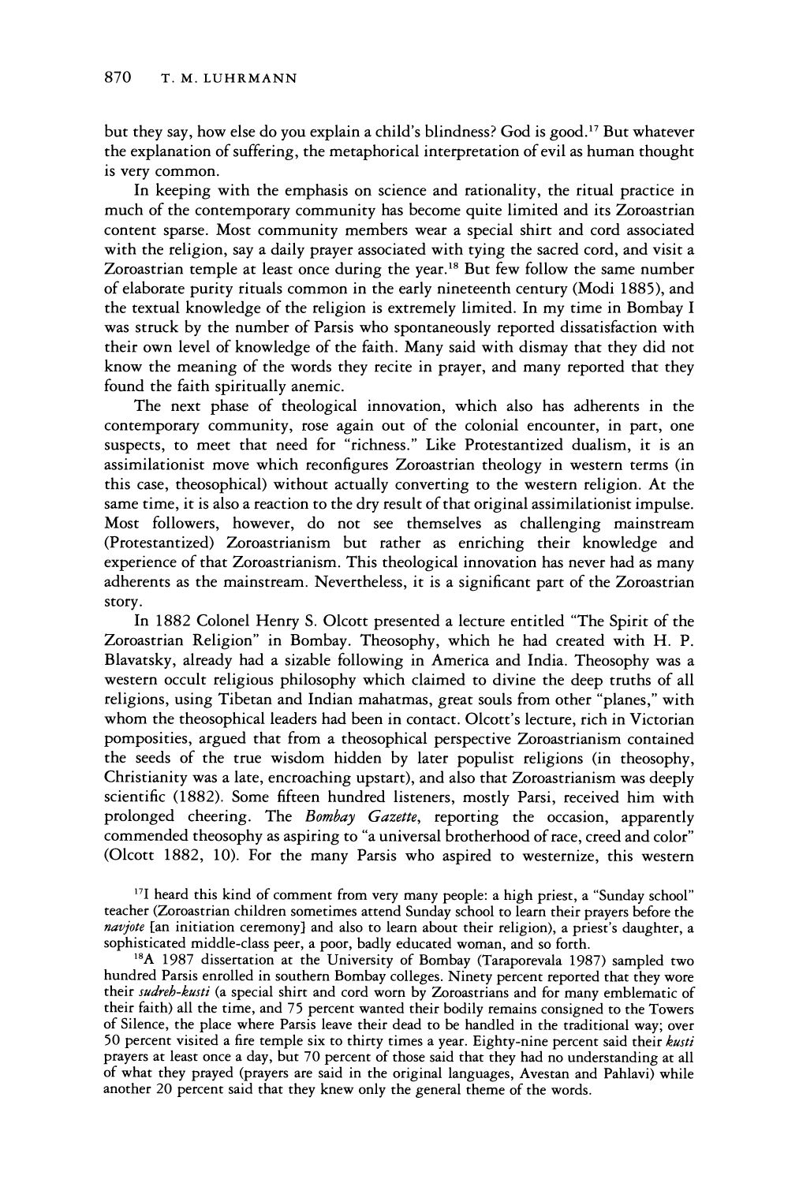but they say, how else do you explain a child's blindness? God is good.[17] But whatever the explanation of suffering, the metaphorical interpretation of evil as human thought is very common.

In keeping with the emphasis on science and rationality, the ritual practice in much of the contemporary community has become quite limited and its Zoroastrian content sparse. Most community members wear a special shirt and cord associated with the religion, say a daily prayer associated with tying the sacred cord, and visit a Zoroastrian temple at least once during the year.[18] But few follow the same number of elaborate purity rituals common in the early nineteenth century (Modi 1885), and the textual knowledge of the religion is extremely limited. In my time in Bombay I was struck by the number of Parsis who spontaneously reported dissatisfaction with their own level of knowledge of the faith. Many said with dismay that they did not know the meaning of the words they recite in prayer, and many reported that they found the faith spiritually anemic.

The next phase of theological innovation, which also has adherents in the contemporary community, rose again out of the colonial encounter, in part, one suspects, to meet that need for "richness." Like Protestantized dualism, it is an assimilationist move which reconfigures Zoroastrian theology in western terms (in this case, theosophical) without actually converting to the western religion. At the same time, it is also a reaction to the dry result of that original assimilationist impulse. Most followers, however, do not see themselves as challenging mainstream (Protestantized) Zoroastrianism but rather as enriching their knowledge and experience of that Zoroastrianism. This theological innovation has never had as many adherents as the mainstream. Nevertheless, it is a significant part of the Zoroastrian story.

In 1882 Colonel Henry S. Olcott presented a lecture entitled "The Spirit of the Zoroastrian Religion" in Bombay. Theosophy, which he had created with H. P. Blavatsky, already had a sizable following in America and India. Theosophy was a western occult religious philosophy which claimed to divine the deep truths of all religions, using Tibetan and Indian mahatmas, great souls from other "planes," with whom the theosophical leaders had been in contact. Olcott's lecture, rich in Victorian pomposities, argued that from a theosophical perspective Zoroastrianism contained the seeds of the true wisdom hidden by later populist religions (in theosophy, Christianity was a late, encroaching upstart), and also that Zoroastrianism was deeply scientific (1882). Some fifteen hundred listeners, mostly Parsi, received him with prolonged cheering. The *Bombay Gazette*, reporting the occasion, apparently commended theosophy as aspiring to "a universal brotherhood of race, creed and color" (Olcott 1882, 10). For the many Parsis who aspired to westernize, this western

[17] I heard this kind of comment from very many people: a high priest, a "Sunday school" teacher (Zoroastrian children sometimes attend Sunday school to learn their prayers before the *navjote* [an initiation ceremony] and also to learn about their religion), a priest's daughter, a sophisticated middle-class peer, a poor, badly educated woman, and so forth.

[18] A 1987 dissertation at the University of Bombay (Taraporevala 1987) sampled two hundred Parsis enrolled in southern Bombay colleges. Ninety percent reported that they wore their *sudreh-kusti* (a special shirt and cord worn by Zoroastrians and for many emblematic of their faith) all the time, and 75 percent wanted their bodily remains consigned to the Towers of Silence, the place where Parsis leave their dead to be handled in the traditional way; over 50 percent visited a fire temple six to thirty times a year. Eighty-nine percent said their *kusti* prayers at least once a day, but 70 percent of those said that they had no understanding at all of what they prayed (prayers are said in the original languages, Avestan and Pahlavi) while another 20 percent said that they knew only the general theme of the words.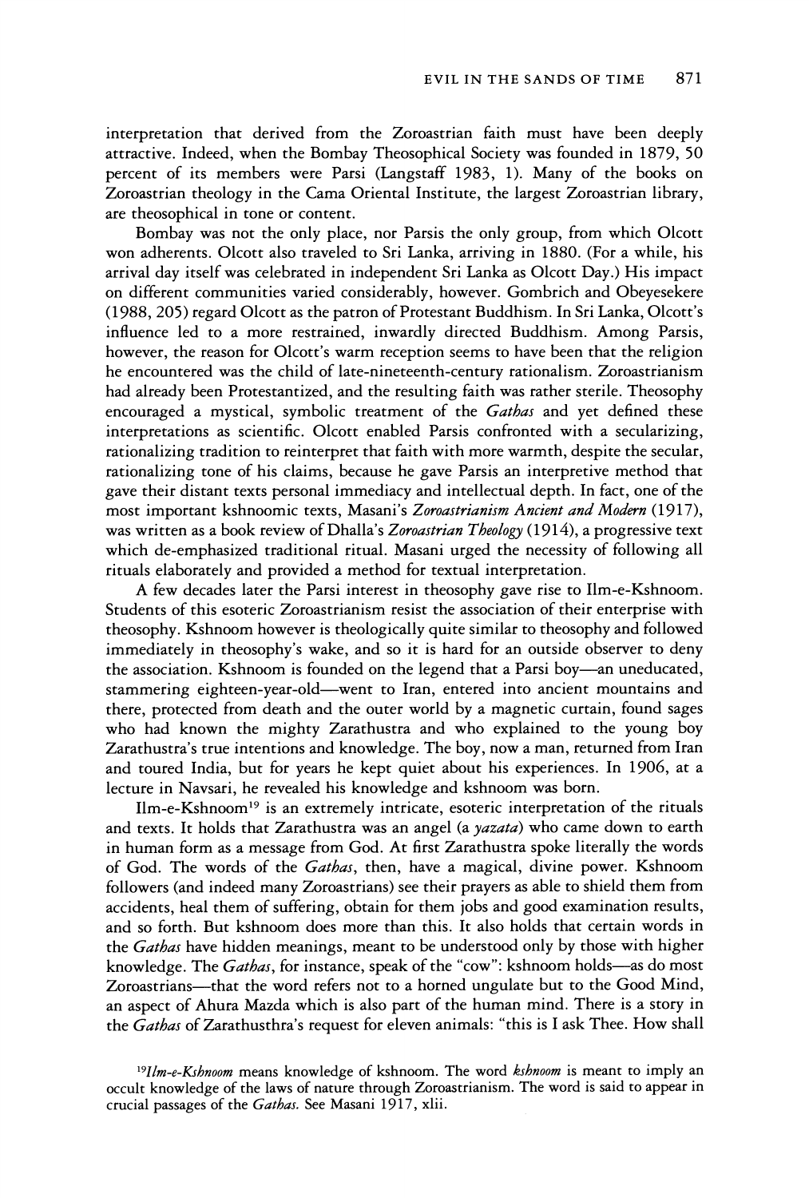interpretation that derived from the Zoroastrian faith must have been deeply attractive. Indeed, when the Bombay Theosophical Society was founded in 1879, 50 percent of its members were Parsi (Langstaff 1983, 1). Many of the books on Zoroastrian theology in the Cama Oriental Institute, the largest Zoroastrian library, are theosophical in tone or content.

Bombay was not the only place, nor Parsis the only group, from which Olcott won adherents. Olcott also traveled to Sri Lanka, arriving in 1880. (For a while, his arrival day itself was celebrated in independent Sri Lanka as Olcott Day.) His impact on different communities varied considerably, however. Gombrich and Obeyesekere (1988, 205) regard Olcott as the patron of Protestant Buddhism. In Sri Lanka, Olcott's influence led to a more restrained, inwardly directed Buddhism. Among Parsis, however, the reason for Olcott's warm reception seems to have been that the religion he encountered was the child of late-nineteenth-century rationalism. Zoroastrianism had already been Protestantized, and the resulting faith was rather sterile. Theosophy encouraged a mystical, symbolic treatment of the *Gathas* and yet defined these interpretations as scientific. Olcott enabled Parsis confronted with a secularizing, rationalizing tradition to reinterpret that faith with more warmth, despite the secular, rationalizing tone of his claims, because he gave Parsis an interpretive method that gave their distant texts personal immediacy and intellectual depth. In fact, one of the most important kshnoomic texts, Masani's *Zoroastrianism Ancient and Modern* (1917), was written as a book review of Dhalla's *Zoroastrian Theology* (1914), a progressive text which de-emphasized traditional ritual. Masani urged the necessity of following all rituals elaborately and provided a method for textual interpretation.

A few decades later the Parsi interest in theosophy gave rise to Ilm-e-Kshnoom. Students of this esoteric Zoroastrianism resist the association of their enterprise with theosophy. Kshnoom however is theologically quite similar to theosophy and followed immediately in theosophy's wake, and so it is hard for an outside observer to deny the association. Kshnoom is founded on the legend that a Parsi boy—an uneducated, stammering eighteen-year-old—went to Iran, entered into ancient mountains and there, protected from death and the outer world by a magnetic curtain, found sages who had known the mighty Zarathustra and who explained to the young boy Zarathustra's true intentions and knowledge. The boy, now a man, returned from Iran and toured India, but for years he kept quiet about his experiences. In 1906, at a lecture in Navsari, he revealed his knowledge and kshnoom was born.

Ilm-e-Kshnoom[19] is an extremely intricate, esoteric interpretation of the rituals and texts. It holds that Zarathustra was an angel (a *yazata*) who came down to earth in human form as a message from God. At first Zarathustra spoke literally the words of God. The words of the *Gathas*, then, have a magical, divine power. Kshnoom followers (and indeed many Zoroastrians) see their prayers as able to shield them from accidents, heal them of suffering, obtain for them jobs and good examination results, and so forth. But kshnoom does more than this. It also holds that certain words in the *Gathas* have hidden meanings, meant to be understood only by those with higher knowledge. The *Gathas*, for instance, speak of the "cow": kshnoom holds—as do most Zoroastrians—that the word refers not to a horned ungulate but to the Good Mind, an aspect of Ahura Mazda which is also part of the human mind. There is a story in the *Gathas* of Zarathusthra's request for eleven animals: "this is I ask Thee. How shall

[19] *Ilm-e-Kshnoom* means knowledge of kshnoom. The word *kshnoom* is meant to imply an occult knowledge of the laws of nature through Zoroastrianism. The word is said to appear in crucial passages of the *Gathas*. See Masani 1917, xlii.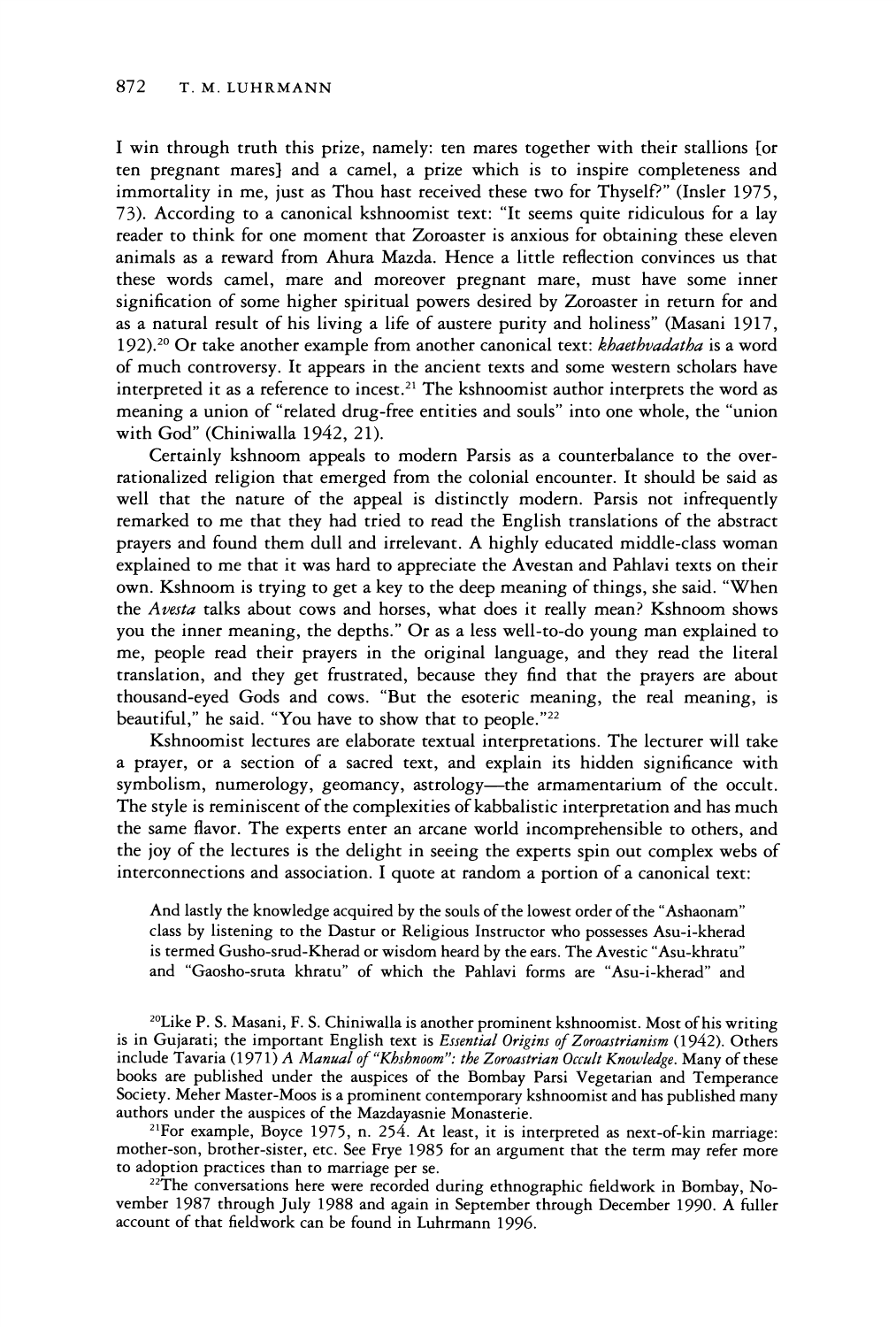I win through truth this prize, namely: ten mares together with their stallions [or ten pregnant mares] and a camel, a prize which is to inspire completeness and immortality in me, just as Thou hast received these two for Thyself?" (Insler 1975, 73). According to a canonical kshnoomist text: "It seems quite ridiculous for a lay reader to think for one moment that Zoroaster is anxious for obtaining these eleven animals as a reward from Ahura Mazda. Hence a little reflection convinces us that these words camel, mare and moreover pregnant mare, must have some inner signification of some higher spiritual powers desired by Zoroaster in return for and as a natural result of his living a life of austere purity and holiness" (Masani 1917, 192).[20] Or take another example from another canonical text: *khaethvadatha* is a word of much controversy. It appears in the ancient texts and some western scholars have interpreted it as a reference to incest.[21] The kshnoomist author interprets the word as meaning a union of "related drug-free entities and souls" into one whole, the "union with God" (Chiniwalla 1942, 21).

Certainly kshnoom appeals to modern Parsis as a counterbalance to the over-rationalized religion that emerged from the colonial encounter. It should be said as well that the nature of the appeal is distinctly modern. Parsis not infrequently remarked to me that they had tried to read the English translations of the abstract prayers and found them dull and irrelevant. A highly educated middle-class woman explained to me that it was hard to appreciate the Avestan and Pahlavi texts on their own. Kshnoom is trying to get a key to the deep meaning of things, she said. "When the *Avesta* talks about cows and horses, what does it really mean? Kshnoom shows you the inner meaning, the depths." Or as a less well-to-do young man explained to me, people read their prayers in the original language, and they read the literal translation, and they get frustrated, because they find that the prayers are about thousand-eyed Gods and cows. "But the esoteric meaning, the real meaning, is beautiful," he said. "You have to show that to people."[22]

Kshnoomist lectures are elaborate textual interpretations. The lecturer will take a prayer, or a section of a sacred text, and explain its hidden significance with symbolism, numerology, geomancy, astrology—the armamentarium of the occult. The style is reminiscent of the complexities of kabbalistic interpretation and has much the same flavor. The experts enter an arcane world incomprehensible to others, and the joy of the lectures is the delight in seeing the experts spin out complex webs of interconnections and association. I quote at random a portion of a canonical text:

> And lastly the knowledge acquired by the souls of the lowest order of the "Ashaonam" class by listening to the Dastur or Religious Instructor who possesses Asu-i-kherad is termed Gusho-srud-Kherad or wisdom heard by the ears. The Avestic "Asu-khratu" and "Gaosho-sruta khratu" of which the Pahlavi forms are "Asu-i-kherad" and

[20] Like P. S. Masani, F. S. Chiniwalla is another prominent kshnoomist. Most of his writing is in Gujarati; the important English text is *Essential Origins of Zoroastrianism* (1942). Others include Tavaria (1971) *A Manual of "Khshnoom": the Zoroastrian Occult Knowledge*. Many of these books are published under the auspices of the Bombay Parsi Vegetarian and Temperance Society. Meher Master-Moos is a prominent contemporary kshnoomist and has published many authors under the auspices of the Mazdayasnie Monasterie.

[21] For example, Boyce 1975, n. 254. At least, it is interpreted as next-of-kin marriage: mother-son, brother-sister, etc. See Frye 1985 for an argument that the term may refer more to adoption practices than to marriage per se.

[22] The conversations here were recorded during ethnographic fieldwork in Bombay, November 1987 through July 1988 and again in September through December 1990. A fuller account of that fieldwork can be found in Luhrmann 1996.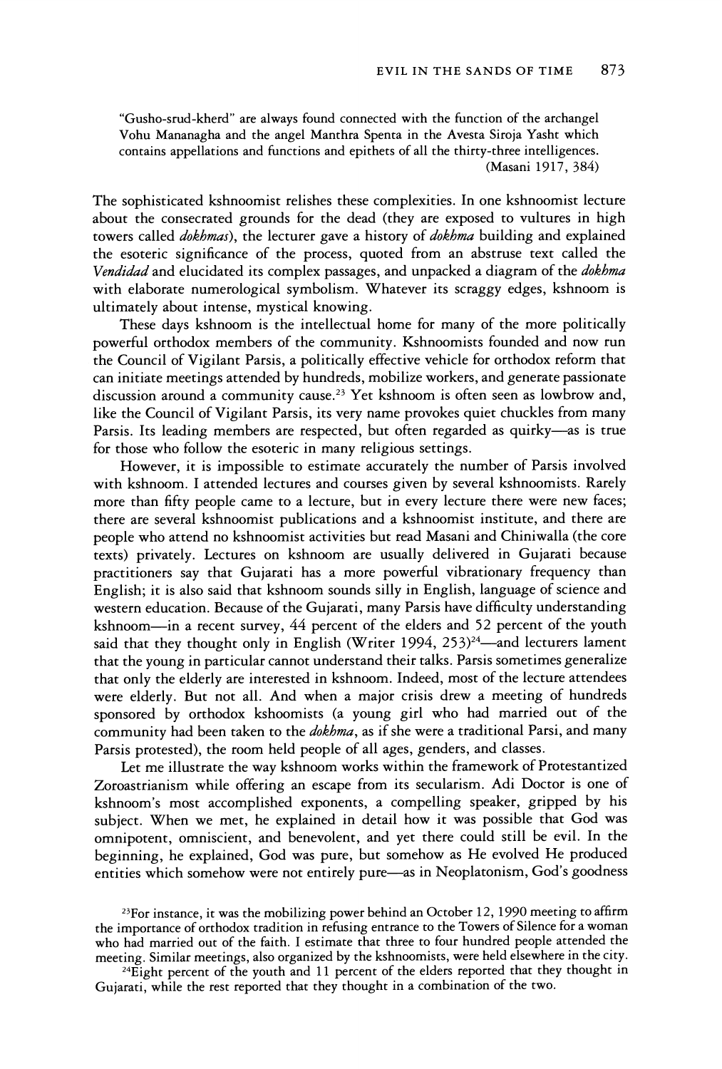"Gusho-srud-kherd" are always found connected with the function of the archangel Vohu Mananagha and the angel Manthra Spenta in the Avesta Siroja Yasht which contains appellations and functions and epithets of all the thirty-three intelligences. (Masani 1917, 384)

The sophisticated kshnoomist relishes these complexities. In one kshnoomist lecture about the consecrated grounds for the dead (they are exposed to vultures in high towers called *dokhmas*), the lecturer gave a history of *dokhma* building and explained the esoteric significance of the process, quoted from an abstruse text called the *Vendidad* and elucidated its complex passages, and unpacked a diagram of the *dokhma* with elaborate numerological symbolism. Whatever its scraggy edges, kshnoom is ultimately about intense, mystical knowing.

These days kshnoom is the intellectual home for many of the more politically powerful orthodox members of the community. Kshnoomists founded and now run the Council of Vigilant Parsis, a politically effective vehicle for orthodox reform that can initiate meetings attended by hundreds, mobilize workers, and generate passionate discussion around a community cause.[23] Yet kshnoom is often seen as lowbrow and, like the Council of Vigilant Parsis, its very name provokes quiet chuckles from many Parsis. Its leading members are respected, but often regarded as quirky—as is true for those who follow the esoteric in many religious settings.

However, it is impossible to estimate accurately the number of Parsis involved with kshnoom. I attended lectures and courses given by several kshnoomists. Rarely more than fifty people came to a lecture, but in every lecture there were new faces; there are several kshnoomist publications and a kshnoomist institute, and there are people who attend no kshnoomist activities but read Masani and Chiniwalla (the core texts) privately. Lectures on kshnoom are usually delivered in Gujarati because practitioners say that Gujarati has a more powerful vibrationary frequency than English; it is also said that kshnoom sounds silly in English, language of science and western education. Because of the Gujarati, many Parsis have difficulty understanding kshnoom—in a recent survey, 44 percent of the elders and 52 percent of the youth said that they thought only in English (Writer 1994, 253)[24]—and lecturers lament that the young in particular cannot understand their talks. Parsis sometimes generalize that only the elderly are interested in kshnoom. Indeed, most of the lecture attendees were elderly. But not all. And when a major crisis drew a meeting of hundreds sponsored by orthodox kshoomists (a young girl who had married out of the community had been taken to the *dokhma*, as if she were a traditional Parsi, and many Parsis protested), the room held people of all ages, genders, and classes.

Let me illustrate the way kshnoom works within the framework of Protestantized Zoroastrianism while offering an escape from its secularism. Adi Doctor is one of kshnoom's most accomplished exponents, a compelling speaker, gripped by his subject. When we met, he explained in detail how it was possible that God was omnipotent, omniscient, and benevolent, and yet there could still be evil. In the beginning, he explained, God was pure, but somehow as He evolved He produced entities which somehow were not entirely pure—as in Neoplatonism, God's goodness

[23]For instance, it was the mobilizing power behind an October 12, 1990 meeting to affirm the importance of orthodox tradition in refusing entrance to the Towers of Silence for a woman who had married out of the faith. I estimate that three to four hundred people attended the meeting. Similar meetings, also organized by the kshnoomists, were held elsewhere in the city.

[24]Eight percent of the youth and 11 percent of the elders reported that they thought in Gujarati, while the rest reported that they thought in a combination of the two.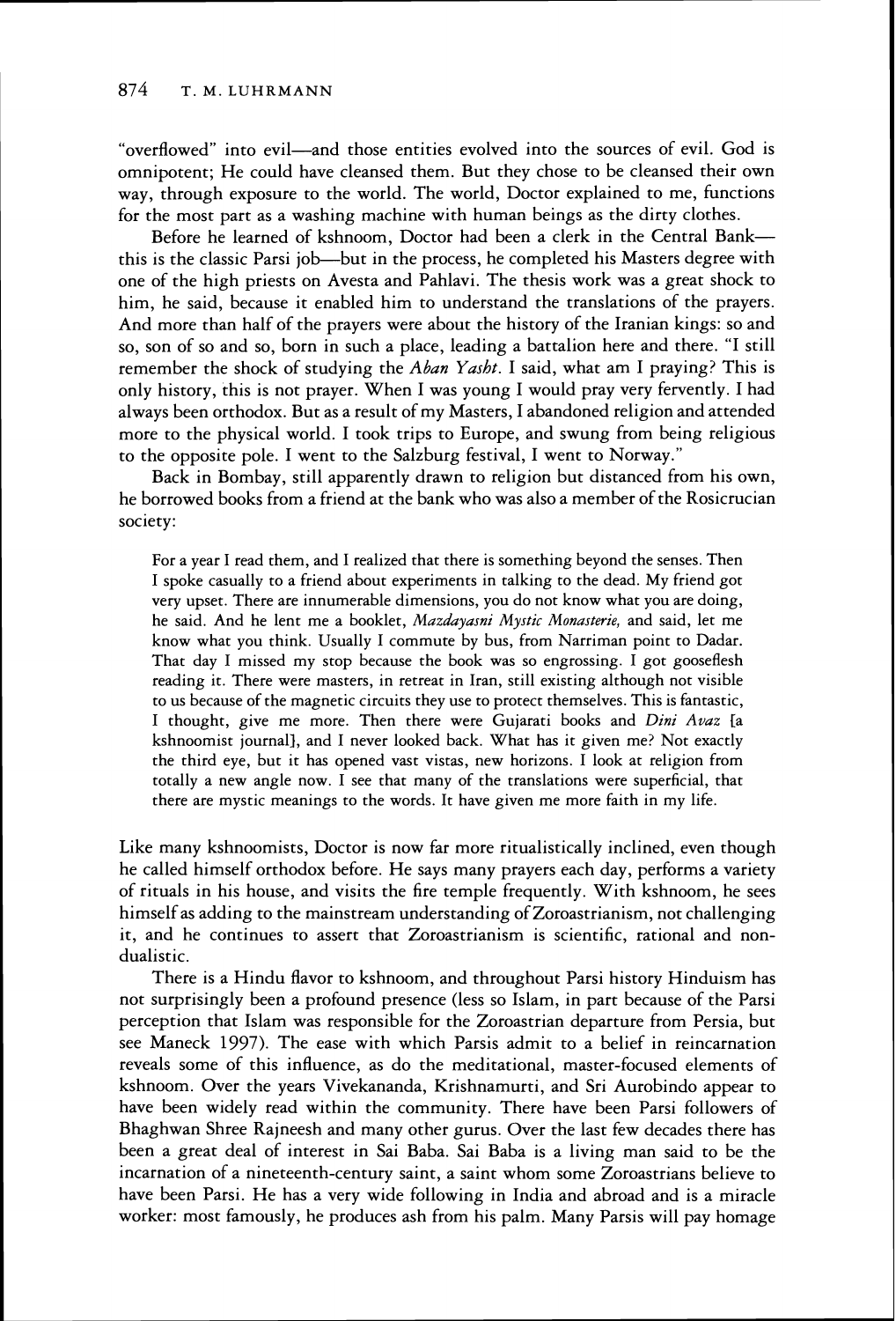"overflowed" into evil—and those entities evolved into the sources of evil. God is omnipotent; He could have cleansed them. But they chose to be cleansed their own way, through exposure to the world. The world, Doctor explained to me, functions for the most part as a washing machine with human beings as the dirty clothes.

Before he learned of kshnoom, Doctor had been a clerk in the Central Bank—this is the classic Parsi job—but in the process, he completed his Masters degree with one of the high priests on Avesta and Pahlavi. The thesis work was a great shock to him, he said, because it enabled him to understand the translations of the prayers. And more than half of the prayers were about the history of the Iranian kings: so and so, son of so and so, born in such a place, leading a battalion here and there. "I still remember the shock of studying the *Aban Yasht*. I said, what am I praying? This is only history, this is not prayer. When I was young I would pray very fervently. I had always been orthodox. But as a result of my Masters, I abandoned religion and attended more to the physical world. I took trips to Europe, and swung from being religious to the opposite pole. I went to the Salzburg festival, I went to Norway."

Back in Bombay, still apparently drawn to religion but distanced from his own, he borrowed books from a friend at the bank who was also a member of the Rosicrucian society:

> For a year I read them, and I realized that there is something beyond the senses. Then I spoke casually to a friend about experiments in talking to the dead. My friend got very upset. There are innumerable dimensions, you do not know what you are doing, he said. And he lent me a booklet, *Mazdayasni Mystic Monasterie,* and said, let me know what you think. Usually I commute by bus, from Narriman point to Dadar. That day I missed my stop because the book was so engrossing. I got gooseflesh reading it. There were masters, in retreat in Iran, still existing although not visible to us because of the magnetic circuits they use to protect themselves. This is fantastic, I thought, give me more. Then there were Gujarati books and *Dini Avaz* [a kshnoomist journal], and I never looked back. What has it given me? Not exactly the third eye, but it has opened vast vistas, new horizons. I look at religion from totally a new angle now. I see that many of the translations were superficial, that there are mystic meanings to the words. It have given me more faith in my life.

Like many kshnoomists, Doctor is now far more ritualistically inclined, even though he called himself orthodox before. He says many prayers each day, performs a variety of rituals in his house, and visits the fire temple frequently. With kshnoom, he sees himself as adding to the mainstream understanding of Zoroastrianism, not challenging it, and he continues to assert that Zoroastrianism is scientific, rational and non-dualistic.

There is a Hindu flavor to kshnoom, and throughout Parsi history Hinduism has not surprisingly been a profound presence (less so Islam, in part because of the Parsi perception that Islam was responsible for the Zoroastrian departure from Persia, but see Maneck 1997). The ease with which Parsis admit to a belief in reincarnation reveals some of this influence, as do the meditational, master-focused elements of kshnoom. Over the years Vivekananda, Krishnamurti, and Sri Aurobindo appear to have been widely read within the community. There have been Parsi followers of Bhaghwan Shree Rajneesh and many other gurus. Over the last few decades there has been a great deal of interest in Sai Baba. Sai Baba is a living man said to be the incarnation of a nineteenth-century saint, a saint whom some Zoroastrians believe to have been Parsi. He has a very wide following in India and abroad and is a miracle worker: most famously, he produces ash from his palm. Many Parsis will pay homage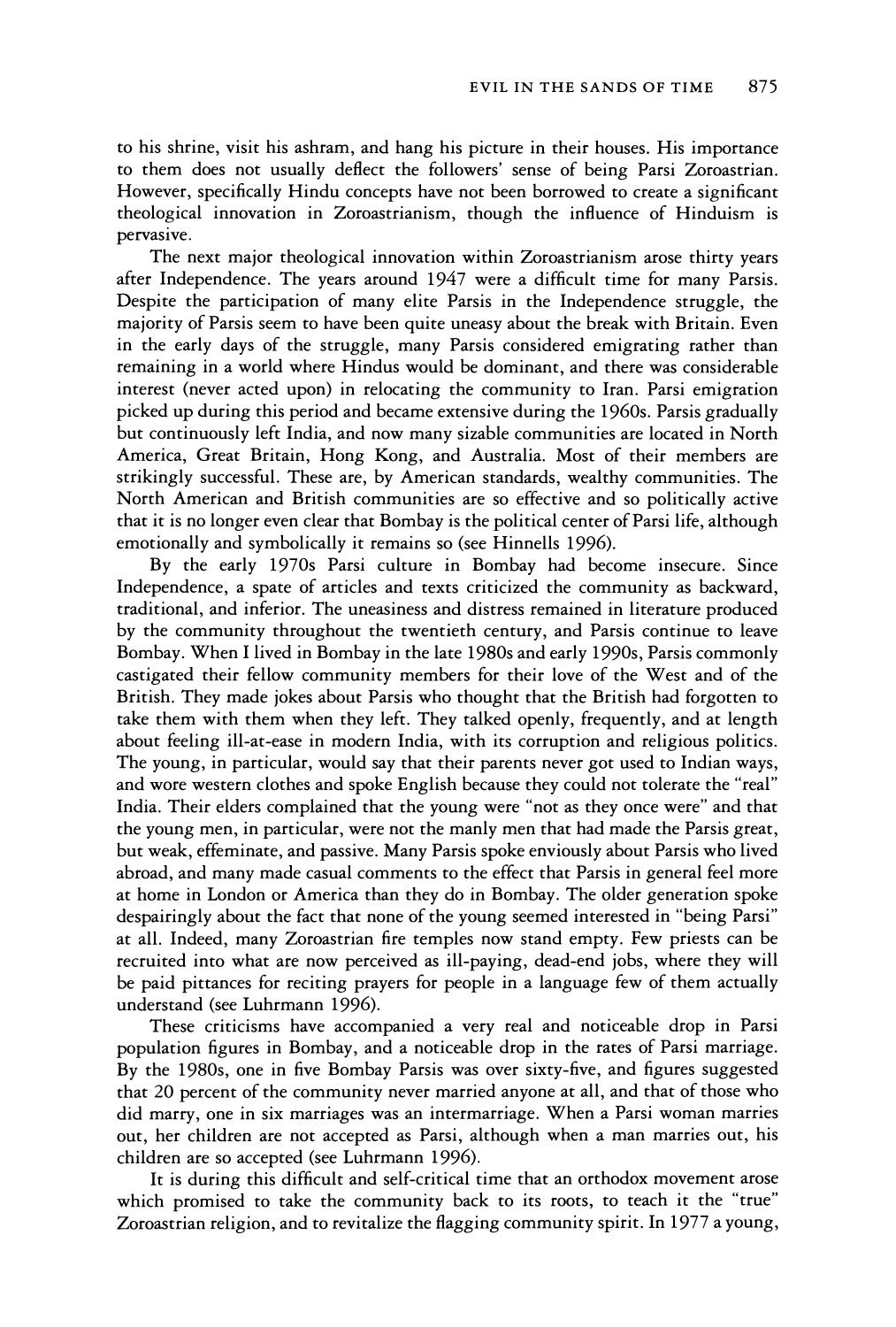to his shrine, visit his ashram, and hang his picture in their houses. His importance to them does not usually deflect the followers' sense of being Parsi Zoroastrian. However, specifically Hindu concepts have not been borrowed to create a significant theological innovation in Zoroastrianism, though the influence of Hinduism is pervasive.

The next major theological innovation within Zoroastrianism arose thirty years after Independence. The years around 1947 were a difficult time for many Parsis. Despite the participation of many elite Parsis in the Independence struggle, the majority of Parsis seem to have been quite uneasy about the break with Britain. Even in the early days of the struggle, many Parsis considered emigrating rather than remaining in a world where Hindus would be dominant, and there was considerable interest (never acted upon) in relocating the community to Iran. Parsi emigration picked up during this period and became extensive during the 1960s. Parsis gradually but continuously left India, and now many sizable communities are located in North America, Great Britain, Hong Kong, and Australia. Most of their members are strikingly successful. These are, by American standards, wealthy communities. The North American and British communities are so effective and so politically active that it is no longer even clear that Bombay is the political center of Parsi life, although emotionally and symbolically it remains so (see Hinnells 1996).

By the early 1970s Parsi culture in Bombay had become insecure. Since Independence, a spate of articles and texts criticized the community as backward, traditional, and inferior. The uneasiness and distress remained in literature produced by the community throughout the twentieth century, and Parsis continue to leave Bombay. When I lived in Bombay in the late 1980s and early 1990s, Parsis commonly castigated their fellow community members for their love of the West and of the British. They made jokes about Parsis who thought that the British had forgotten to take them with them when they left. They talked openly, frequently, and at length about feeling ill-at-ease in modern India, with its corruption and religious politics. The young, in particular, would say that their parents never got used to Indian ways, and wore western clothes and spoke English because they could not tolerate the "real" India. Their elders complained that the young were "not as they once were" and that the young men, in particular, were not the manly men that had made the Parsis great, but weak, effeminate, and passive. Many Parsis spoke enviously about Parsis who lived abroad, and many made casual comments to the effect that Parsis in general feel more at home in London or America than they do in Bombay. The older generation spoke despairingly about the fact that none of the young seemed interested in "being Parsi" at all. Indeed, many Zoroastrian fire temples now stand empty. Few priests can be recruited into what are now perceived as ill-paying, dead-end jobs, where they will be paid pittances for reciting prayers for people in a language few of them actually understand (see Luhrmann 1996).

These criticisms have accompanied a very real and noticeable drop in Parsi population figures in Bombay, and a noticeable drop in the rates of Parsi marriage. By the 1980s, one in five Bombay Parsis was over sixty-five, and figures suggested that 20 percent of the community never married anyone at all, and that of those who did marry, one in six marriages was an intermarriage. When a Parsi woman marries out, her children are not accepted as Parsi, although when a man marries out, his children are so accepted (see Luhrmann 1996).

It is during this difficult and self-critical time that an orthodox movement arose which promised to take the community back to its roots, to teach it the "true" Zoroastrian religion, and to revitalize the flagging community spirit. In 1977 a young,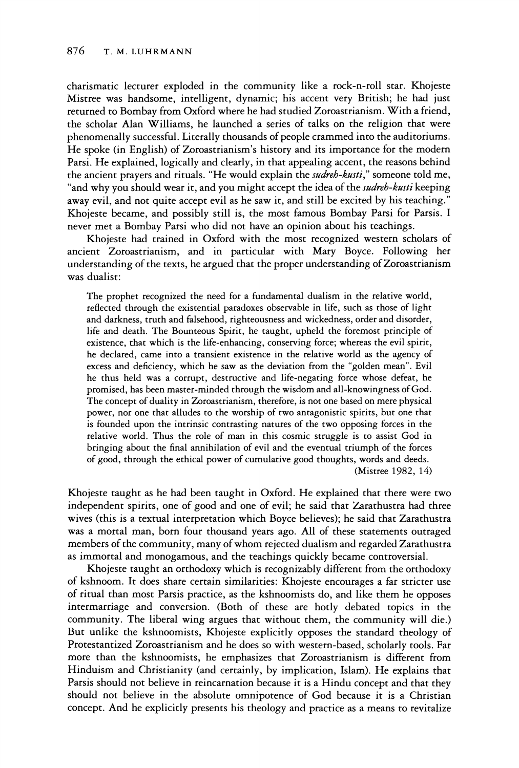charismatic lecturer exploded in the community like a rock-n-roll star. Khojeste Mistree was handsome, intelligent, dynamic; his accent very British; he had just returned to Bombay from Oxford where he had studied Zoroastrianism. With a friend, the scholar Alan Williams, he launched a series of talks on the religion that were phenomenally successful. Literally thousands of people crammed into the auditoriums. He spoke (in English) of Zoroastrianism's history and its importance for the modern Parsi. He explained, logically and clearly, in that appealing accent, the reasons behind the ancient prayers and rituals. "He would explain the *sudreh-kusti*," someone told me, "and why you should wear it, and you might accept the idea of the *sudreh-kusti* keeping away evil, and not quite accept evil as he saw it, and still be excited by his teaching." Khojeste became, and possibly still is, the most famous Bombay Parsi for Parsis. I never met a Bombay Parsi who did not have an opinion about his teachings.

Khojeste had trained in Oxford with the most recognized western scholars of ancient Zoroastrianism, and in particular with Mary Boyce. Following her understanding of the texts, he argued that the proper understanding of Zoroastrianism was dualist:

> The prophet recognized the need for a fundamental dualism in the relative world, reflected through the existential paradoxes observable in life, such as those of light and darkness, truth and falsehood, righteousness and wickedness, order and disorder, life and death. The Bounteous Spirit, he taught, upheld the foremost principle of existence, that which is the life-enhancing, conserving force; whereas the evil spirit, he declared, came into a transient existence in the relative world as the agency of excess and deficiency, which he saw as the deviation from the "golden mean". Evil he thus held was a corrupt, destructive and life-negating force whose defeat, he promised, has been master-minded through the wisdom and all-knowingness of God. The concept of duality in Zoroastrianism, therefore, is not one based on mere physical power, nor one that alludes to the worship of two antagonistic spirits, but one that is founded upon the intrinsic contrasting natures of the two opposing forces in the relative world. Thus the role of man in this cosmic struggle is to assist God in bringing about the final annihilation of evil and the eventual triumph of the forces of good, through the ethical power of cumulative good thoughts, words and deeds.
> (Mistree 1982, 14)

Khojeste taught as he had been taught in Oxford. He explained that there were two independent spirits, one of good and one of evil; he said that Zarathustra had three wives (this is a textual interpretation which Boyce believes); he said that Zarathustra was a mortal man, born four thousand years ago. All of these statements outraged members of the community, many of whom rejected dualism and regarded Zarathustra as immortal and monogamous, and the teachings quickly became controversial.

Khojeste taught an orthodoxy which is recognizably different from the orthodoxy of kshnoom. It does share certain similarities: Khojeste encourages a far stricter use of ritual than most Parsis practice, as the kshnoomists do, and like them he opposes intermarriage and conversion. (Both of these are hotly debated topics in the community. The liberal wing argues that without them, the community will die.) But unlike the kshnoomists, Khojeste explicitly opposes the standard theology of Protestantized Zoroastrianism and he does so with western-based, scholarly tools. Far more than the kshnoomists, he emphasizes that Zoroastrianism is different from Hinduism and Christianity (and certainly, by implication, Islam). He explains that Parsis should not believe in reincarnation because it is a Hindu concept and that they should not believe in the absolute omnipotence of God because it is a Christian concept. And he explicitly presents his theology and practice as a means to revitalize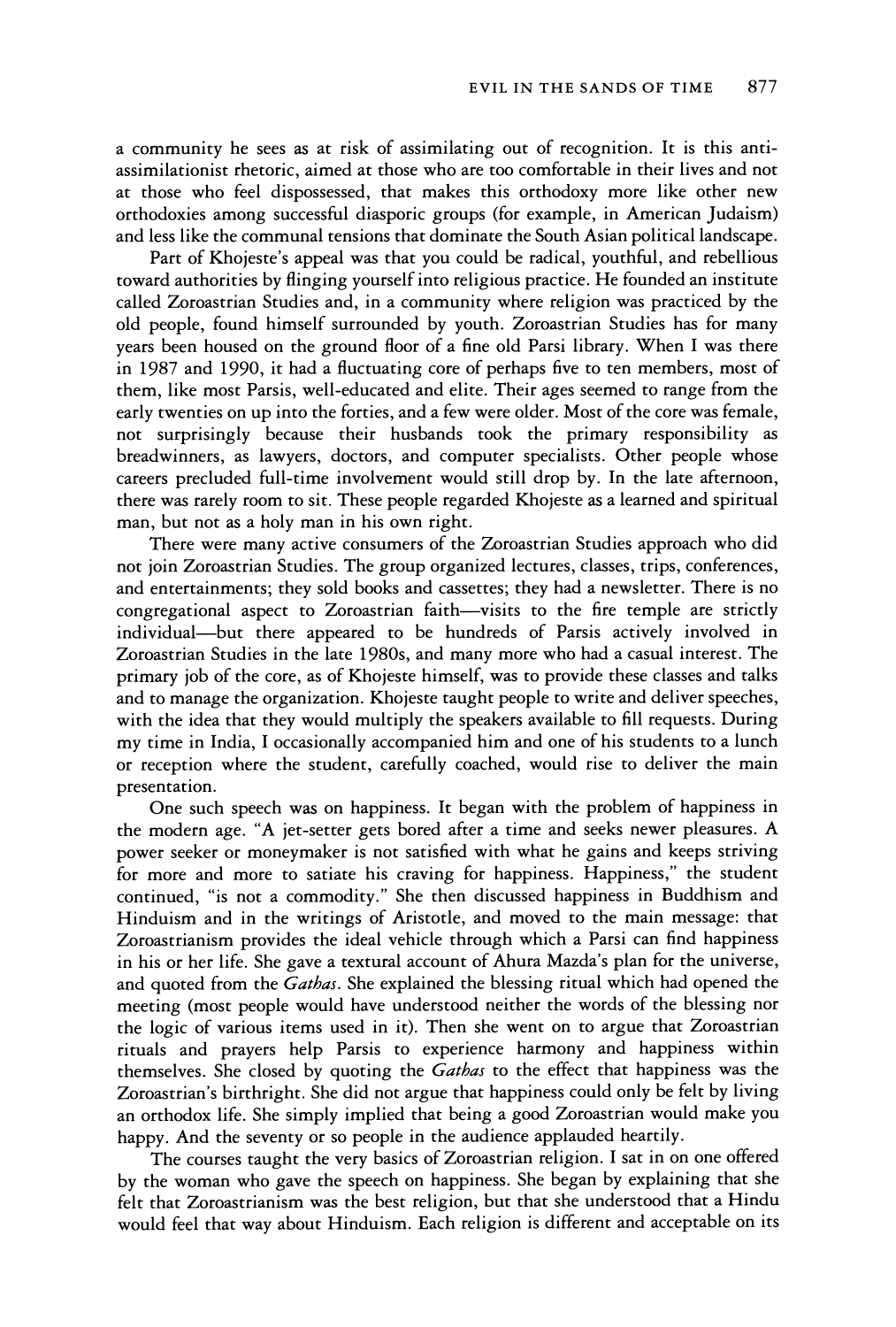a community he sees as at risk of assimilating out of recognition. It is this anti-assimilationist rhetoric, aimed at those who are too comfortable in their lives and not at those who feel dispossessed, that makes this orthodoxy more like other new orthodoxies among successful diasporic groups (for example, in American Judaism) and less like the communal tensions that dominate the South Asian political landscape.

Part of Khojeste's appeal was that you could be radical, youthful, and rebellious toward authorities by flinging yourself into religious practice. He founded an institute called Zoroastrian Studies and, in a community where religion was practiced by the old people, found himself surrounded by youth. Zoroastrian Studies has for many years been housed on the ground floor of a fine old Parsi library. When I was there in 1987 and 1990, it had a fluctuating core of perhaps five to ten members, most of them, like most Parsis, well-educated and elite. Their ages seemed to range from the early twenties on up into the forties, and a few were older. Most of the core was female, not surprisingly because their husbands took the primary responsibility as breadwinners, as lawyers, doctors, and computer specialists. Other people whose careers precluded full-time involvement would still drop by. In the late afternoon, there was rarely room to sit. These people regarded Khojeste as a learned and spiritual man, but not as a holy man in his own right.

There were many active consumers of the Zoroastrian Studies approach who did not join Zoroastrian Studies. The group organized lectures, classes, trips, conferences, and entertainments; they sold books and cassettes; they had a newsletter. There is no congregational aspect to Zoroastrian faith—visits to the fire temple are strictly individual—but there appeared to be hundreds of Parsis actively involved in Zoroastrian Studies in the late 1980s, and many more who had a casual interest. The primary job of the core, as of Khojeste himself, was to provide these classes and talks and to manage the organization. Khojeste taught people to write and deliver speeches, with the idea that they would multiply the speakers available to fill requests. During my time in India, I occasionally accompanied him and one of his students to a lunch or reception where the student, carefully coached, would rise to deliver the main presentation.

One such speech was on happiness. It began with the problem of happiness in the modern age. "A jet-setter gets bored after a time and seeks newer pleasures. A power seeker or moneymaker is not satisfied with what he gains and keeps striving for more and more to satiate his craving for happiness. Happiness," the student continued, "is not a commodity." She then discussed happiness in Buddhism and Hinduism and in the writings of Aristotle, and moved to the main message: that Zoroastrianism provides the ideal vehicle through which a Parsi can find happiness in his or her life. She gave a textural account of Ahura Mazda's plan for the universe, and quoted from the *Gathas*. She explained the blessing ritual which had opened the meeting (most people would have understood neither the words of the blessing nor the logic of various items used in it). Then she went on to argue that Zoroastrian rituals and prayers help Parsis to experience harmony and happiness within themselves. She closed by quoting the *Gathas* to the effect that happiness was the Zoroastrian's birthright. She did not argue that happiness could only be felt by living an orthodox life. She simply implied that being a good Zoroastrian would make you happy. And the seventy or so people in the audience applauded heartily.

The courses taught the very basics of Zoroastrian religion. I sat in on one offered by the woman who gave the speech on happiness. She began by explaining that she felt that Zoroastrianism was the best religion, but that she understood that a Hindu would feel that way about Hinduism. Each religion is different and acceptable on its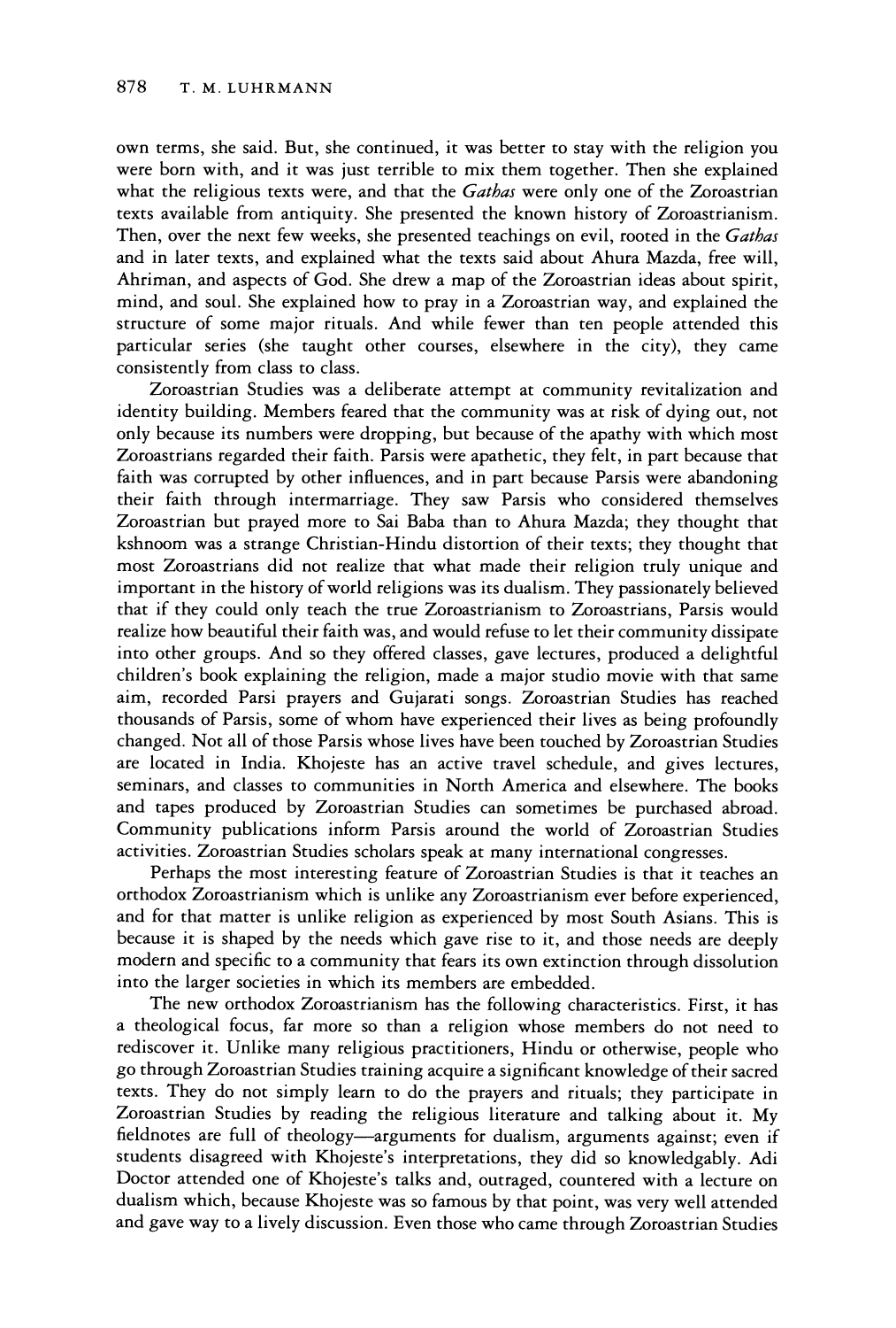own terms, she said. But, she continued, it was better to stay with the religion you were born with, and it was just terrible to mix them together. Then she explained what the religious texts were, and that the *Gathas* were only one of the Zoroastrian texts available from antiquity. She presented the known history of Zoroastrianism. Then, over the next few weeks, she presented teachings on evil, rooted in the *Gathas* and in later texts, and explained what the texts said about Ahura Mazda, free will, Ahriman, and aspects of God. She drew a map of the Zoroastrian ideas about spirit, mind, and soul. She explained how to pray in a Zoroastrian way, and explained the structure of some major rituals. And while fewer than ten people attended this particular series (she taught other courses, elsewhere in the city), they came consistently from class to class.

Zoroastrian Studies was a deliberate attempt at community revitalization and identity building. Members feared that the community was at risk of dying out, not only because its numbers were dropping, but because of the apathy with which most Zoroastrians regarded their faith. Parsis were apathetic, they felt, in part because that faith was corrupted by other influences, and in part because Parsis were abandoning their faith through intermarriage. They saw Parsis who considered themselves Zoroastrian but prayed more to Sai Baba than to Ahura Mazda; they thought that kshnoom was a strange Christian-Hindu distortion of their texts; they thought that most Zoroastrians did not realize that what made their religion truly unique and important in the history of world religions was its dualism. They passionately believed that if they could only teach the true Zoroastrianism to Zoroastrians, Parsis would realize how beautiful their faith was, and would refuse to let their community dissipate into other groups. And so they offered classes, gave lectures, produced a delightful children's book explaining the religion, made a major studio movie with that same aim, recorded Parsi prayers and Gujarati songs. Zoroastrian Studies has reached thousands of Parsis, some of whom have experienced their lives as being profoundly changed. Not all of those Parsis whose lives have been touched by Zoroastrian Studies are located in India. Khojeste has an active travel schedule, and gives lectures, seminars, and classes to communities in North America and elsewhere. The books and tapes produced by Zoroastrian Studies can sometimes be purchased abroad. Community publications inform Parsis around the world of Zoroastrian Studies activities. Zoroastrian Studies scholars speak at many international congresses.

Perhaps the most interesting feature of Zoroastrian Studies is that it teaches an orthodox Zoroastrianism which is unlike any Zoroastrianism ever before experienced, and for that matter is unlike religion as experienced by most South Asians. This is because it is shaped by the needs which gave rise to it, and those needs are deeply modern and specific to a community that fears its own extinction through dissolution into the larger societies in which its members are embedded.

The new orthodox Zoroastrianism has the following characteristics. First, it has a theological focus, far more so than a religion whose members do not need to rediscover it. Unlike many religious practitioners, Hindu or otherwise, people who go through Zoroastrian Studies training acquire a significant knowledge of their sacred texts. They do not simply learn to do the prayers and rituals; they participate in Zoroastrian Studies by reading the religious literature and talking about it. My fieldnotes are full of theology—arguments for dualism, arguments against; even if students disagreed with Khojeste's interpretations, they did so knowledgably. Adi Doctor attended one of Khojeste's talks and, outraged, countered with a lecture on dualism which, because Khojeste was so famous by that point, was very well attended and gave way to a lively discussion. Even those who came through Zoroastrian Studies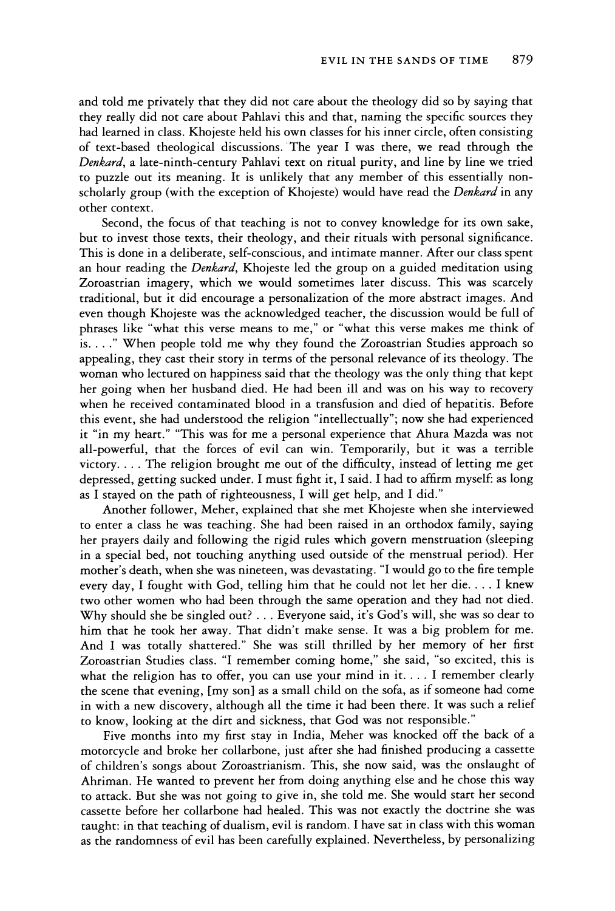and told me privately that they did not care about the theology did so by saying that they really did not care about Pahlavi this and that, naming the specific sources they had learned in class. Khojeste held his own classes for his inner circle, often consisting of text-based theological discussions. The year I was there, we read through the *Denkard*, a late-ninth-century Pahlavi text on ritual purity, and line by line we tried to puzzle out its meaning. It is unlikely that any member of this essentially non-scholarly group (with the exception of Khojeste) would have read the *Denkard* in any other context.

Second, the focus of that teaching is not to convey knowledge for its own sake, but to invest those texts, their theology, and their rituals with personal significance. This is done in a deliberate, self-conscious, and intimate manner. After our class spent an hour reading the *Denkard*, Khojeste led the group on a guided meditation using Zoroastrian imagery, which we would sometimes later discuss. This was scarcely traditional, but it did encourage a personalization of the more abstract images. And even though Khojeste was the acknowledged teacher, the discussion would be full of phrases like "what this verse means to me," or "what this verse makes me think of is. . . ." When people told me why they found the Zoroastrian Studies approach so appealing, they cast their story in terms of the personal relevance of its theology. The woman who lectured on happiness said that the theology was the only thing that kept her going when her husband died. He had been ill and was on his way to recovery when he received contaminated blood in a transfusion and died of hepatitis. Before this event, she had understood the religion "intellectually"; now she had experienced it "in my heart." "This was for me a personal experience that Ahura Mazda was not all-powerful, that the forces of evil can win. Temporarily, but it was a terrible victory. . . . The religion brought me out of the difficulty, instead of letting me get depressed, getting sucked under. I must fight it, I said. I had to affirm myself: as long as I stayed on the path of righteousness, I will get help, and I did."

Another follower, Meher, explained that she met Khojeste when she interviewed to enter a class he was teaching. She had been raised in an orthodox family, saying her prayers daily and following the rigid rules which govern menstruation (sleeping in a special bed, not touching anything used outside of the menstrual period). Her mother's death, when she was nineteen, was devastating. "I would go to the fire temple every day, I fought with God, telling him that he could not let her die. . . . I knew two other women who had been through the same operation and they had not died. Why should she be singled out? . . . Everyone said, it's God's will, she was so dear to him that he took her away. That didn't make sense. It was a big problem for me. And I was totally shattered." She was still thrilled by her memory of her first Zoroastrian Studies class. "I remember coming home," she said, "so excited, this is what the religion has to offer, you can use your mind in it. . . . I remember clearly the scene that evening, [my son] as a small child on the sofa, as if someone had come in with a new discovery, although all the time it had been there. It was such a relief to know, looking at the dirt and sickness, that God was not responsible."

Five months into my first stay in India, Meher was knocked off the back of a motorcycle and broke her collarbone, just after she had finished producing a cassette of children's songs about Zoroastrianism. This, she now said, was the onslaught of Ahriman. He wanted to prevent her from doing anything else and he chose this way to attack. But she was not going to give in, she told me. She would start her second cassette before her collarbone had healed. This was not exactly the doctrine she was taught: in that teaching of dualism, evil is random. I have sat in class with this woman as the randomness of evil has been carefully explained. Nevertheless, by personalizing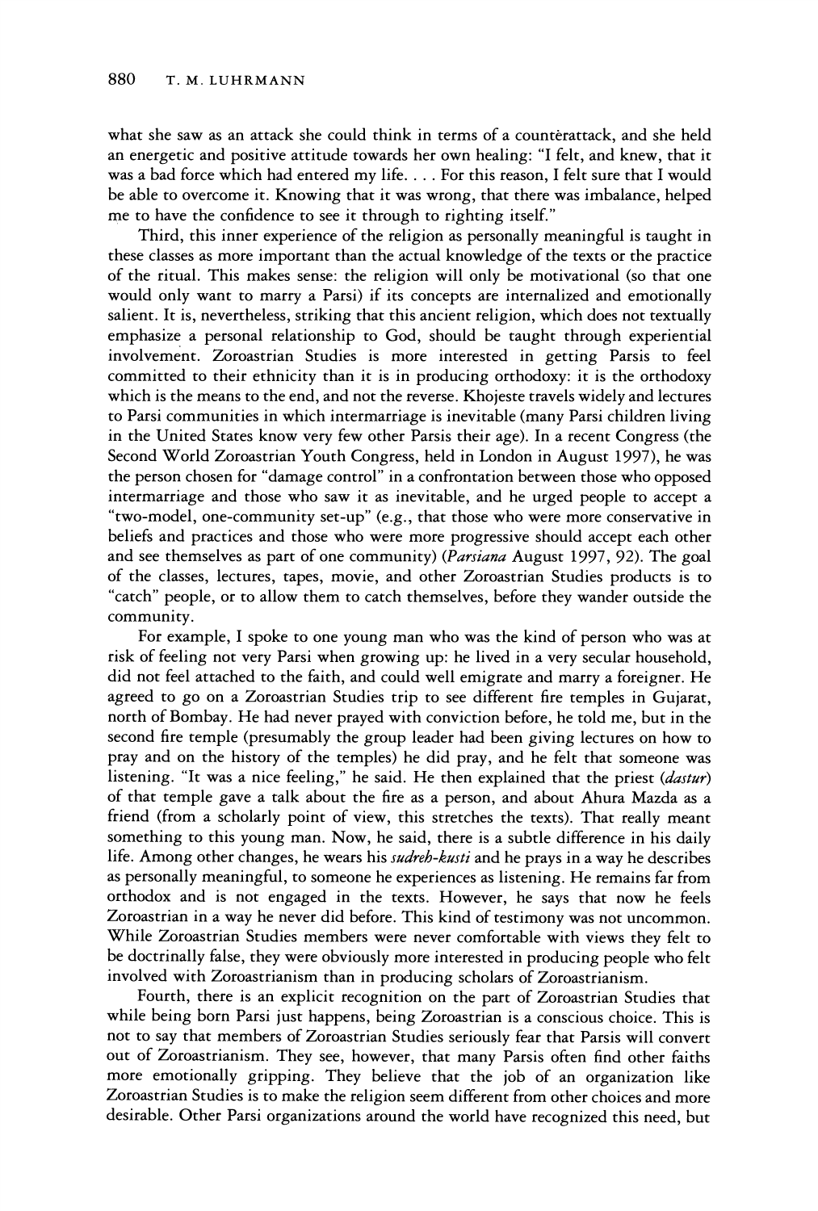what she saw as an attack she could think in terms of a counterattack, and she held an energetic and positive attitude towards her own healing: "I felt, and knew, that it was a bad force which had entered my life. . . . For this reason, I felt sure that I would be able to overcome it. Knowing that it was wrong, that there was imbalance, helped me to have the confidence to see it through to righting itself."

Third, this inner experience of the religion as personally meaningful is taught in these classes as more important than the actual knowledge of the texts or the practice of the ritual. This makes sense: the religion will only be motivational (so that one would only want to marry a Parsi) if its concepts are internalized and emotionally salient. It is, nevertheless, striking that this ancient religion, which does not textually emphasize a personal relationship to God, should be taught through experiential involvement. Zoroastrian Studies is more interested in getting Parsis to feel committed to their ethnicity than it is in producing orthodoxy: it is the orthodoxy which is the means to the end, and not the reverse. Khojeste travels widely and lectures to Parsi communities in which intermarriage is inevitable (many Parsi children living in the United States know very few other Parsis their age). In a recent Congress (the Second World Zoroastrian Youth Congress, held in London in August 1997), he was the person chosen for "damage control" in a confrontation between those who opposed intermarriage and those who saw it as inevitable, and he urged people to accept a "two-model, one-community set-up" (e.g., that those who were more conservative in beliefs and practices and those who were more progressive should accept each other and see themselves as part of one community) (*Parsiana* August 1997, 92). The goal of the classes, lectures, tapes, movie, and other Zoroastrian Studies products is to "catch" people, or to allow them to catch themselves, before they wander outside the community.

For example, I spoke to one young man who was the kind of person who was at risk of feeling not very Parsi when growing up: he lived in a very secular household, did not feel attached to the faith, and could well emigrate and marry a foreigner. He agreed to go on a Zoroastrian Studies trip to see different fire temples in Gujarat, north of Bombay. He had never prayed with conviction before, he told me, but in the second fire temple (presumably the group leader had been giving lectures on how to pray and on the history of the temples) he did pray, and he felt that someone was listening. "It was a nice feeling," he said. He then explained that the priest (*dastur*) of that temple gave a talk about the fire as a person, and about Ahura Mazda as a friend (from a scholarly point of view, this stretches the texts). That really meant something to this young man. Now, he said, there is a subtle difference in his daily life. Among other changes, he wears his *sudreh-kusti* and he prays in a way he describes as personally meaningful, to someone he experiences as listening. He remains far from orthodox and is not engaged in the texts. However, he says that now he feels Zoroastrian in a way he never did before. This kind of testimony was not uncommon. While Zoroastrian Studies members were never comfortable with views they felt to be doctrinally false, they were obviously more interested in producing people who felt involved with Zoroastrianism than in producing scholars of Zoroastrianism.

Fourth, there is an explicit recognition on the part of Zoroastrian Studies that while being born Parsi just happens, being Zoroastrian is a conscious choice. This is not to say that members of Zoroastrian Studies seriously fear that Parsis will convert out of Zoroastrianism. They see, however, that many Parsis often find other faiths more emotionally gripping. They believe that the job of an organization like Zoroastrian Studies is to make the religion seem different from other choices and more desirable. Other Parsi organizations around the world have recognized this need, but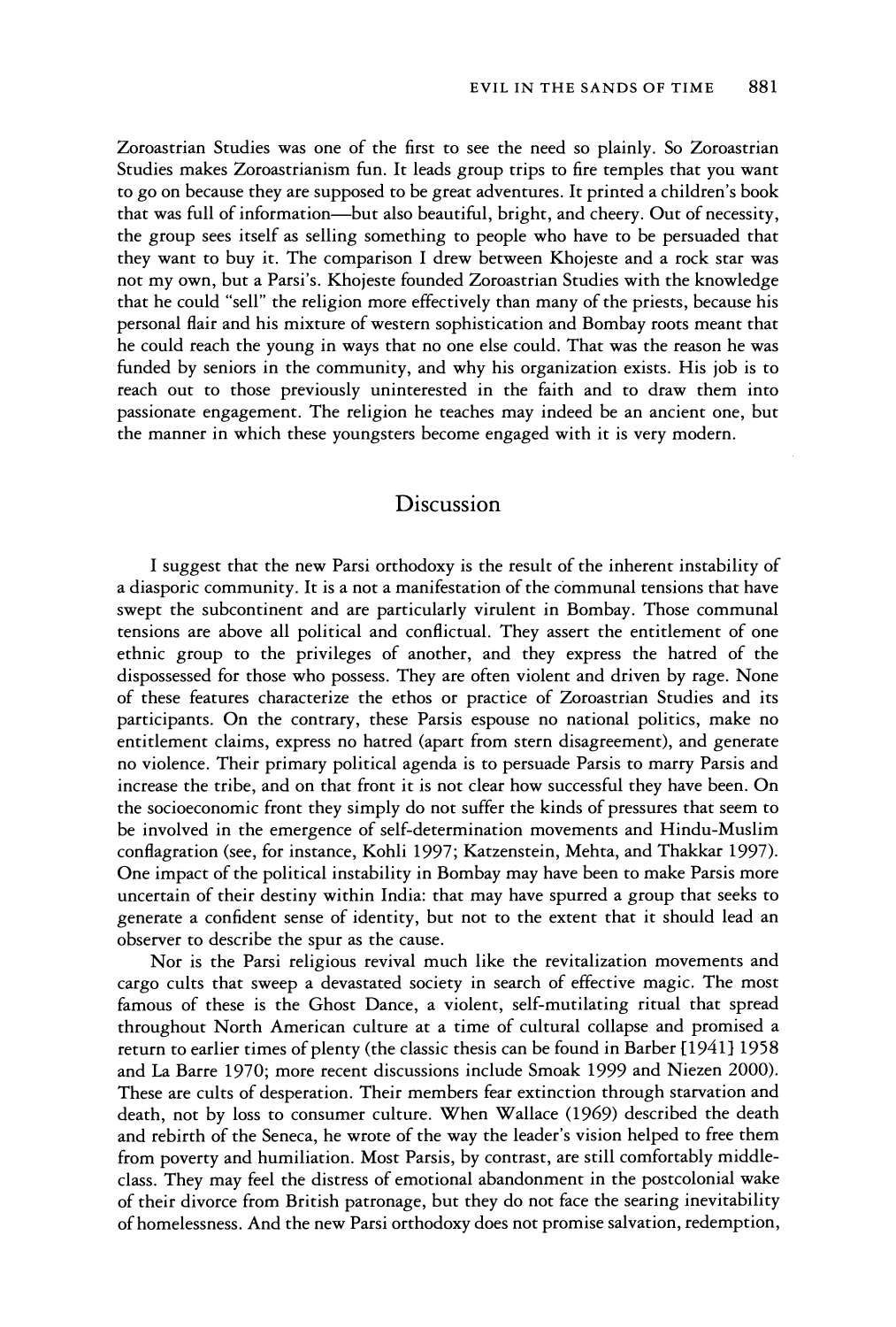Zoroastrian Studies was one of the first to see the need so plainly. So Zoroastrian Studies makes Zoroastrianism fun. It leads group trips to fire temples that you want to go on because they are supposed to be great adventures. It printed a children's book that was full of information—but also beautiful, bright, and cheery. Out of necessity, the group sees itself as selling something to people who have to be persuaded that they want to buy it. The comparison I drew between Khojeste and a rock star was not my own, but a Parsi's. Khojeste founded Zoroastrian Studies with the knowledge that he could "sell" the religion more effectively than many of the priests, because his personal flair and his mixture of western sophistication and Bombay roots meant that he could reach the young in ways that no one else could. That was the reason he was funded by seniors in the community, and why his organization exists. His job is to reach out to those previously uninterested in the faith and to draw them into passionate engagement. The religion he teaches may indeed be an ancient one, but the manner in which these youngsters become engaged with it is very modern.

## Discussion

I suggest that the new Parsi orthodoxy is the result of the inherent instability of a diasporic community. It is a not a manifestation of the communal tensions that have swept the subcontinent and are particularly virulent in Bombay. Those communal tensions are above all political and conflictual. They assert the entitlement of one ethnic group to the privileges of another, and they express the hatred of the dispossessed for those who possess. They are often violent and driven by rage. None of these features characterize the ethos or practice of Zoroastrian Studies and its participants. On the contrary, these Parsis espouse no national politics, make no entitlement claims, express no hatred (apart from stern disagreement), and generate no violence. Their primary political agenda is to persuade Parsis to marry Parsis and increase the tribe, and on that front it is not clear how successful they have been. On the socioeconomic front they simply do not suffer the kinds of pressures that seem to be involved in the emergence of self-determination movements and Hindu-Muslim conflagration (see, for instance, Kohli 1997; Katzenstein, Mehta, and Thakkar 1997). One impact of the political instability in Bombay may have been to make Parsis more uncertain of their destiny within India: that may have spurred a group that seeks to generate a confident sense of identity, but not to the extent that it should lead an observer to describe the spur as the cause.

Nor is the Parsi religious revival much like the revitalization movements and cargo cults that sweep a devastated society in search of effective magic. The most famous of these is the Ghost Dance, a violent, self-mutilating ritual that spread throughout North American culture at a time of cultural collapse and promised a return to earlier times of plenty (the classic thesis can be found in Barber [1941] 1958 and La Barre 1970; more recent discussions include Smoak 1999 and Niezen 2000). These are cults of desperation. Their members fear extinction through starvation and death, not by loss to consumer culture. When Wallace (1969) described the death and rebirth of the Seneca, he wrote of the way the leader's vision helped to free them from poverty and humiliation. Most Parsis, by contrast, are still comfortably middle-class. They may feel the distress of emotional abandonment in the postcolonial wake of their divorce from British patronage, but they do not face the searing inevitability of homelessness. And the new Parsi orthodoxy does not promise salvation, redemption,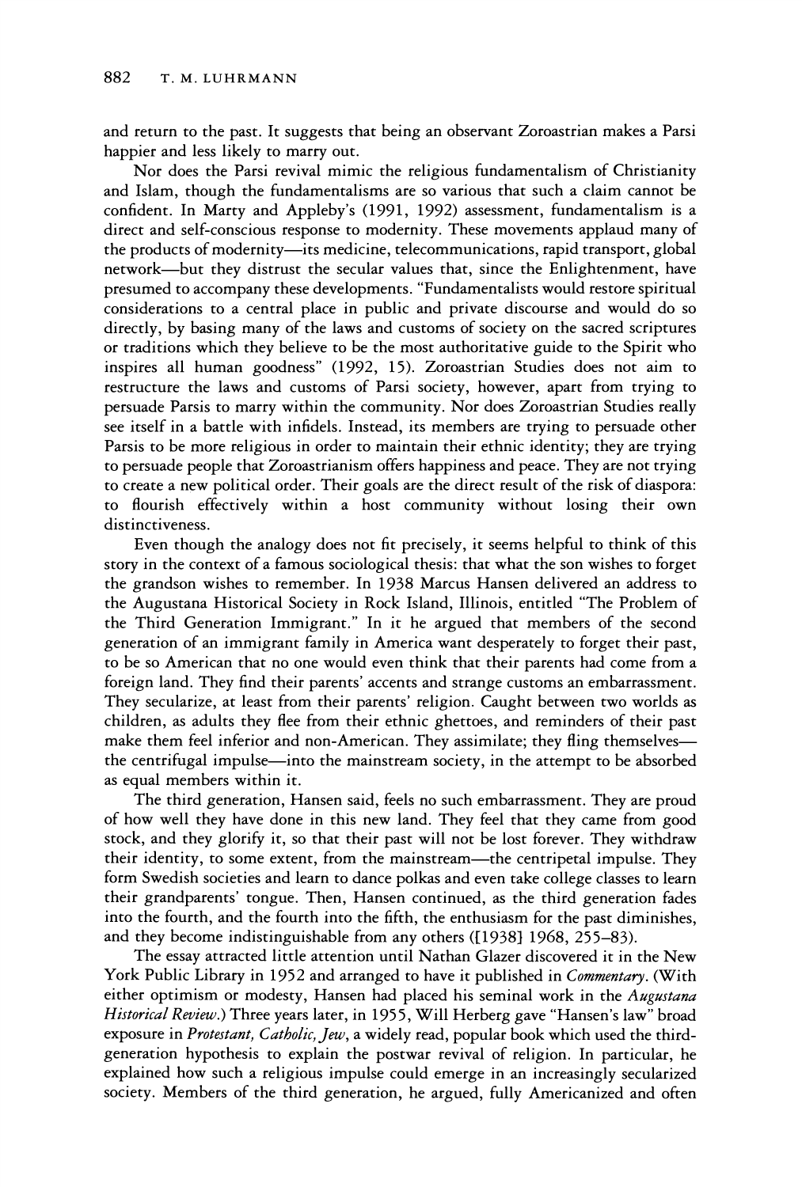and return to the past. It suggests that being an observant Zoroastrian makes a Parsi happier and less likely to marry out.

Nor does the Parsi revival mimic the religious fundamentalism of Christianity and Islam, though the fundamentalisms are so various that such a claim cannot be confident. In Marty and Appleby's (1991, 1992) assessment, fundamentalism is a direct and self-conscious response to modernity. These movements applaud many of the products of modernity—its medicine, telecommunications, rapid transport, global network—but they distrust the secular values that, since the Enlightenment, have presumed to accompany these developments. "Fundamentalists would restore spiritual considerations to a central place in public and private discourse and would do so directly, by basing many of the laws and customs of society on the sacred scriptures or traditions which they believe to be the most authoritative guide to the Spirit who inspires all human goodness" (1992, 15). Zoroastrian Studies does not aim to restructure the laws and customs of Parsi society, however, apart from trying to persuade Parsis to marry within the community. Nor does Zoroastrian Studies really see itself in a battle with infidels. Instead, its members are trying to persuade other Parsis to be more religious in order to maintain their ethnic identity; they are trying to persuade people that Zoroastrianism offers happiness and peace. They are not trying to create a new political order. Their goals are the direct result of the risk of diaspora: to flourish effectively within a host community without losing their own distinctiveness.

Even though the analogy does not fit precisely, it seems helpful to think of this story in the context of a famous sociological thesis: that what the son wishes to forget the grandson wishes to remember. In 1938 Marcus Hansen delivered an address to the Augustana Historical Society in Rock Island, Illinois, entitled "The Problem of the Third Generation Immigrant." In it he argued that members of the second generation of an immigrant family in America want desperately to forget their past, to be so American that no one would even think that their parents had come from a foreign land. They find their parents' accents and strange customs an embarrassment. They secularize, at least from their parents' religion. Caught between two worlds as children, as adults they flee from their ethnic ghettoes, and reminders of their past make them feel inferior and non-American. They assimilate; they fling themselves—the centrifugal impulse—into the mainstream society, in the attempt to be absorbed as equal members within it.

The third generation, Hansen said, feels no such embarrassment. They are proud of how well they have done in this new land. They feel that they came from good stock, and they glorify it, so that their past will not be lost forever. They withdraw their identity, to some extent, from the mainstream—the centripetal impulse. They form Swedish societies and learn to dance polkas and even take college classes to learn their grandparents' tongue. Then, Hansen continued, as the third generation fades into the fourth, and the fourth into the fifth, the enthusiasm for the past diminishes, and they become indistinguishable from any others ([1938] 1968, 255–83).

The essay attracted little attention until Nathan Glazer discovered it in the New York Public Library in 1952 and arranged to have it published in *Commentary*. (With either optimism or modesty, Hansen had placed his seminal work in the *Augustana Historical Review*.) Three years later, in 1955, Will Herberg gave "Hansen's law" broad exposure in *Protestant, Catholic, Jew*, a widely read, popular book which used the third-generation hypothesis to explain the postwar revival of religion. In particular, he explained how such a religious impulse could emerge in an increasingly secularized society. Members of the third generation, he argued, fully Americanized and often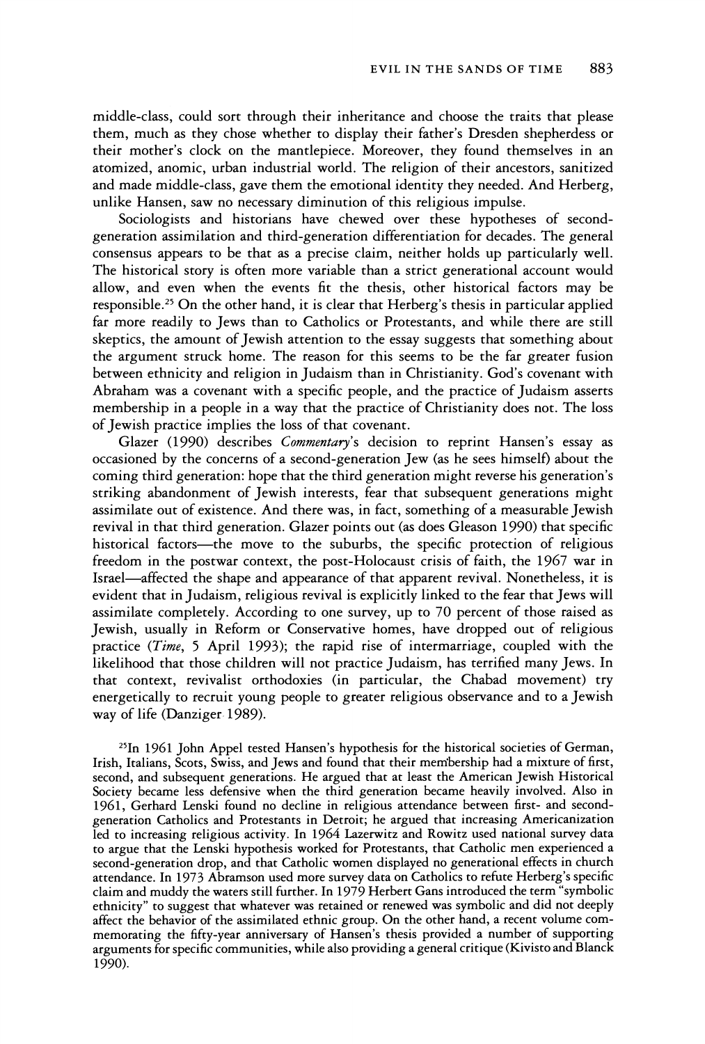middle-class, could sort through their inheritance and choose the traits that please them, much as they chose whether to display their father's Dresden shepherdess or their mother's clock on the mantlepiece. Moreover, they found themselves in an atomized, anomic, urban industrial world. The religion of their ancestors, sanitized and made middle-class, gave them the emotional identity they needed. And Herberg, unlike Hansen, saw no necessary diminution of this religious impulse.

Sociologists and historians have chewed over these hypotheses of second-generation assimilation and third-generation differentiation for decades. The general consensus appears to be that as a precise claim, neither holds up particularly well. The historical story is often more variable than a strict generational account would allow, and even when the events fit the thesis, other historical factors may be responsible.[25] On the other hand, it is clear that Herberg's thesis in particular applied far more readily to Jews than to Catholics or Protestants, and while there are still skeptics, the amount of Jewish attention to the essay suggests that something about the argument struck home. The reason for this seems to be the far greater fusion between ethnicity and religion in Judaism than in Christianity. God's covenant with Abraham was a covenant with a specific people, and the practice of Judaism asserts membership in a people in a way that the practice of Christianity does not. The loss of Jewish practice implies the loss of that covenant.

Glazer (1990) describes *Commentary*'s decision to reprint Hansen's essay as occasioned by the concerns of a second-generation Jew (as he sees himself) about the coming third generation: hope that the third generation might reverse his generation's striking abandonment of Jewish interests, fear that subsequent generations might assimilate out of existence. And there was, in fact, something of a measurable Jewish revival in that third generation. Glazer points out (as does Gleason 1990) that specific historical factors—the move to the suburbs, the specific protection of religious freedom in the postwar context, the post-Holocaust crisis of faith, the 1967 war in Israel—affected the shape and appearance of that apparent revival. Nonetheless, it is evident that in Judaism, religious revival is explicitly linked to the fear that Jews will assimilate completely. According to one survey, up to 70 percent of those raised as Jewish, usually in Reform or Conservative homes, have dropped out of religious practice (*Time*, 5 April 1993); the rapid rise of intermarriage, coupled with the likelihood that those children will not practice Judaism, has terrified many Jews. In that context, revivalist orthodoxies (in particular, the Chabad movement) try energetically to recruit young people to greater religious observance and to a Jewish way of life (Danziger 1989).

[25]In 1961 John Appel tested Hansen's hypothesis for the historical societies of German, Irish, Italians, Scots, Swiss, and Jews and found that their membership had a mixture of first, second, and subsequent generations. He argued that at least the American Jewish Historical Society became less defensive when the third generation became heavily involved. Also in 1961, Gerhard Lenski found no decline in religious attendance between first- and second-generation Catholics and Protestants in Detroit; he argued that increasing Americanization led to increasing religious activity. In 1964 Lazerwitz and Rowitz used national survey data to argue that the Lenski hypothesis worked for Protestants, that Catholic men experienced a second-generation drop, and that Catholic women displayed no generational effects in church attendance. In 1973 Abramson used more survey data on Catholics to refute Herberg's specific claim and muddy the waters still further. In 1979 Herbert Gans introduced the term "symbolic ethnicity" to suggest that whatever was retained or renewed was symbolic and did not deeply affect the behavior of the assimilated ethnic group. On the other hand, a recent volume commemorating the fifty-year anniversary of Hansen's thesis provided a number of supporting arguments for specific communities, while also providing a general critique (Kivisto and Blanck 1990).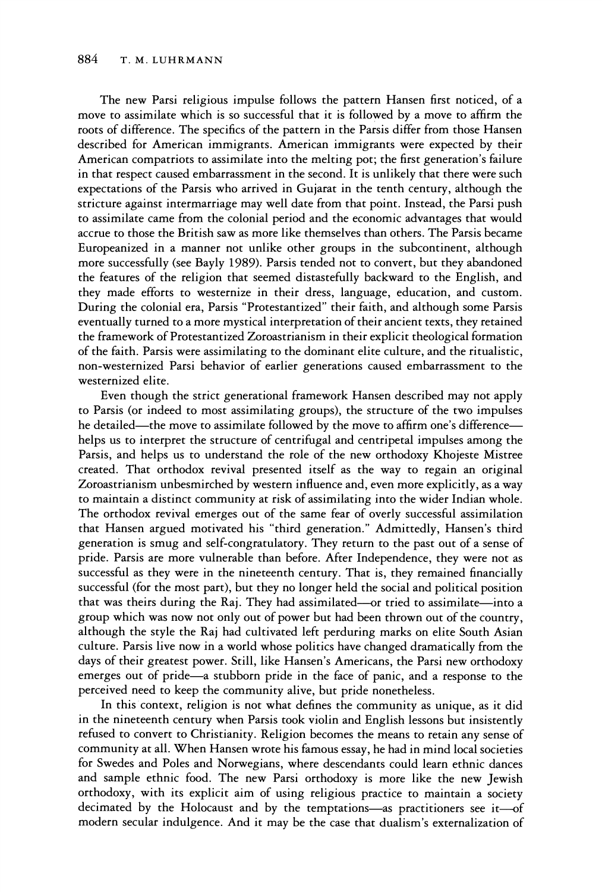The new Parsi religious impulse follows the pattern Hansen first noticed, of a move to assimilate which is so successful that it is followed by a move to affirm the roots of difference. The specifics of the pattern in the Parsis differ from those Hansen described for American immigrants. American immigrants were expected by their American compatriots to assimilate into the melting pot; the first generation's failure in that respect caused embarrassment in the second. It is unlikely that there were such expectations of the Parsis who arrived in Gujarat in the tenth century, although the stricture against intermarriage may well date from that point. Instead, the Parsi push to assimilate came from the colonial period and the economic advantages that would accrue to those the British saw as more like themselves than others. The Parsis became Europeanized in a manner not unlike other groups in the subcontinent, although more successfully (see Bayly 1989). Parsis tended not to convert, but they abandoned the features of the religion that seemed distastefully backward to the English, and they made efforts to westernize in their dress, language, education, and custom. During the colonial era, Parsis "Protestantized" their faith, and although some Parsis eventually turned to a more mystical interpretation of their ancient texts, they retained the framework of Protestantized Zoroastrianism in their explicit theological formation of the faith. Parsis were assimilating to the dominant elite culture, and the ritualistic, non-westernized Parsi behavior of earlier generations caused embarrassment to the westernized elite.

Even though the strict generational framework Hansen described may not apply to Parsis (or indeed to most assimilating groups), the structure of the two impulses he detailed—the move to assimilate followed by the move to affirm one's difference—helps us to interpret the structure of centrifugal and centripetal impulses among the Parsis, and helps us to understand the role of the new orthodoxy Khojeste Mistree created. That orthodox revival presented itself as the way to regain an original Zoroastrianism unbesmirched by western influence and, even more explicitly, as a way to maintain a distinct community at risk of assimilating into the wider Indian whole. The orthodox revival emerges out of the same fear of overly successful assimilation that Hansen argued motivated his "third generation." Admittedly, Hansen's third generation is smug and self-congratulatory. They return to the past out of a sense of pride. Parsis are more vulnerable than before. After Independence, they were not as successful as they were in the nineteenth century. That is, they remained financially successful (for the most part), but they no longer held the social and political position that was theirs during the Raj. They had assimilated—or tried to assimilate—into a group which was now not only out of power but had been thrown out of the country, although the style the Raj had cultivated left perduring marks on elite South Asian culture. Parsis live now in a world whose politics have changed dramatically from the days of their greatest power. Still, like Hansen's Americans, the Parsi new orthodoxy emerges out of pride—a stubborn pride in the face of panic, and a response to the perceived need to keep the community alive, but pride nonetheless.

In this context, religion is not what defines the community as unique, as it did in the nineteenth century when Parsis took violin and English lessons but insistently refused to convert to Christianity. Religion becomes the means to retain any sense of community at all. When Hansen wrote his famous essay, he had in mind local societies for Swedes and Poles and Norwegians, where descendants could learn ethnic dances and sample ethnic food. The new Parsi orthodoxy is more like the new Jewish orthodoxy, with its explicit aim of using religious practice to maintain a society decimated by the Holocaust and by the temptations—as practitioners see it—of modern secular indulgence. And it may be the case that dualism's externalization of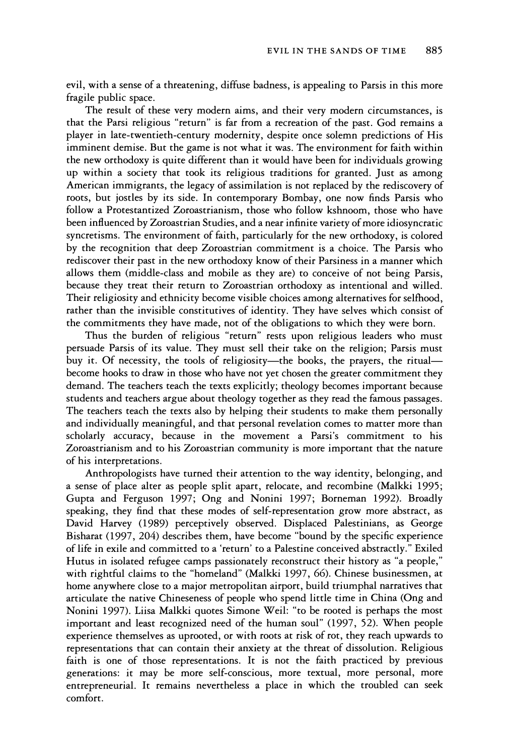evil, with a sense of a threatening, diffuse badness, is appealing to Parsis in this more fragile public space.

The result of these very modern aims, and their very modern circumstances, is that the Parsi religious "return" is far from a recreation of the past. God remains a player in late-twentieth-century modernity, despite once solemn predictions of His imminent demise. But the game is not what it was. The environment for faith within the new orthodoxy is quite different than it would have been for individuals growing up within a society that took its religious traditions for granted. Just as among American immigrants, the legacy of assimilation is not replaced by the rediscovery of roots, but jostles by its side. In contemporary Bombay, one now finds Parsis who follow a Protestantized Zoroastrianism, those who follow kshnoom, those who have been influenced by Zoroastrian Studies, and a near infinite variety of more idiosyncratic syncretisms. The environment of faith, particularly for the new orthodoxy, is colored by the recognition that deep Zoroastrian commitment is a choice. The Parsis who rediscover their past in the new orthodoxy know of their Parsiness in a manner which allows them (middle-class and mobile as they are) to conceive of not being Parsis, because they treat their return to Zoroastrian orthodoxy as intentional and willed. Their religiosity and ethnicity become visible choices among alternatives for selfhood, rather than the invisible constitutives of identity. They have selves which consist of the commitments they have made, not of the obligations to which they were born.

Thus the burden of religious "return" rests upon religious leaders who must persuade Parsis of its value. They must sell their take on the religion; Parsis must buy it. Of necessity, the tools of religiosity—the books, the prayers, the ritual—become hooks to draw in those who have not yet chosen the greater commitment they demand. The teachers teach the texts explicitly; theology becomes important because students and teachers argue about theology together as they read the famous passages. The teachers teach the texts also by helping their students to make them personally and individually meaningful, and that personal revelation comes to matter more than scholarly accuracy, because in the movement a Parsi's commitment to his Zoroastrianism and to his Zoroastrian community is more important that the nature of his interpretations.

Anthropologists have turned their attention to the way identity, belonging, and a sense of place alter as people split apart, relocate, and recombine (Malkki 1995; Gupta and Ferguson 1997; Ong and Nonini 1997; Borneman 1992). Broadly speaking, they find that these modes of self-representation grow more abstract, as David Harvey (1989) perceptively observed. Displaced Palestinians, as George Bisharat (1997, 204) describes them, have become "bound by the specific experience of life in exile and committed to a 'return' to a Palestine conceived abstractly." Exiled Hutus in isolated refugee camps passionately reconstruct their history as "a people," with rightful claims to the "homeland" (Malkki 1997, 66). Chinese businessmen, at home anywhere close to a major metropolitan airport, build triumphal narratives that articulate the native Chineseness of people who spend little time in China (Ong and Nonini 1997). Liisa Malkki quotes Simone Weil: "to be rooted is perhaps the most important and least recognized need of the human soul" (1997, 52). When people experience themselves as uprooted, or with roots at risk of rot, they reach upwards to representations that can contain their anxiety at the threat of dissolution. Religious faith is one of those representations. It is not the faith practiced by previous generations: it may be more self-conscious, more textual, more personal, more entrepreneurial. It remains nevertheless a place in which the troubled can seek comfort.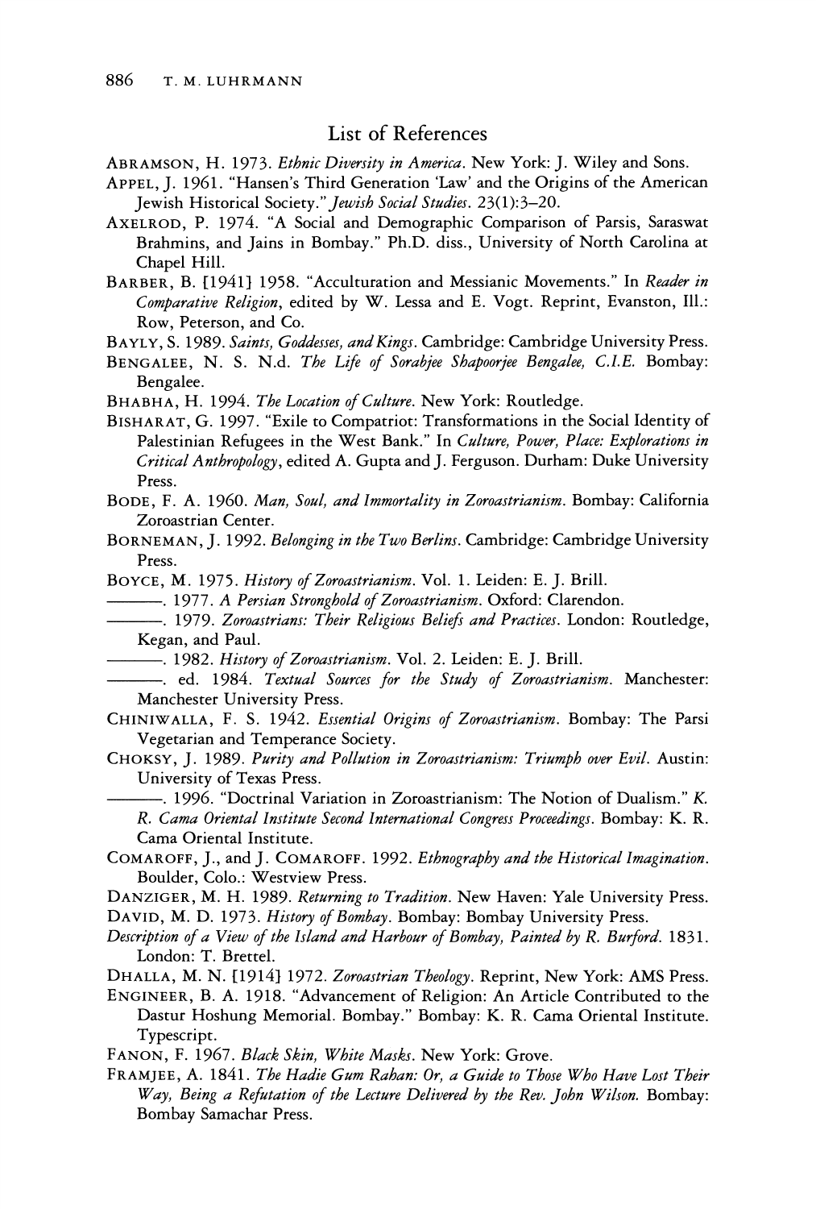## List of References

ABRAMSON, H. 1973. *Ethnic Diversity in America*. New York: J. Wiley and Sons.

APPEL, J. 1961. "Hansen's Third Generation 'Law' and the Origins of the American Jewish Historical Society." *Jewish Social Studies*. 23(1):3–20.

AXELROD, P. 1974. "A Social and Demographic Comparison of Parsis, Saraswat Brahmins, and Jains in Bombay." Ph.D. diss., University of North Carolina at Chapel Hill.

BARBER, B. [1941] 1958. "Acculturation and Messianic Movements." In *Reader in Comparative Religion*, edited by W. Lessa and E. Vogt. Reprint, Evanston, Ill.: Row, Peterson, and Co.

BAYLY, S. 1989. *Saints, Goddesses, and Kings*. Cambridge: Cambridge University Press.

BENGALEE, N. S. N.d. *The Life of Sorabjee Shapoorjee Bengalee, C.I.E.* Bombay: Bengalee.

BHABHA, H. 1994. *The Location of Culture*. New York: Routledge.

BISHARAT, G. 1997. "Exile to Compatriot: Transformations in the Social Identity of Palestinian Refugees in the West Bank." In *Culture, Power, Place: Explorations in Critical Anthropology*, edited A. Gupta and J. Ferguson. Durham: Duke University Press.

BODE, F. A. 1960. *Man, Soul, and Immortality in Zoroastrianism*. Bombay: California Zoroastrian Center.

BORNEMAN, J. 1992. *Belonging in the Two Berlins*. Cambridge: Cambridge University Press.

BOYCE, M. 1975. *History of Zoroastrianism*. Vol. 1. Leiden: E. J. Brill.

———. 1977. *A Persian Stronghold of Zoroastrianism*. Oxford: Clarendon.

———. 1979. *Zoroastrians: Their Religious Beliefs and Practices*. London: Routledge, Kegan, and Paul.

———. 1982. *History of Zoroastrianism*. Vol. 2. Leiden: E. J. Brill.

———. ed. 1984. *Textual Sources for the Study of Zoroastrianism*. Manchester: Manchester University Press.

CHINIWALLA, F. S. 1942. *Essential Origins of Zoroastrianism*. Bombay: The Parsi Vegetarian and Temperance Society.

CHOKSY, J. 1989. *Purity and Pollution in Zoroastrianism: Triumph over Evil*. Austin: University of Texas Press.

———. 1996. "Doctrinal Variation in Zoroastrianism: The Notion of Dualism." *K. R. Cama Oriental Institute Second International Congress Proceedings*. Bombay: K. R. Cama Oriental Institute.

COMAROFF, J., and J. COMAROFF. 1992. *Ethnography and the Historical Imagination*. Boulder, Colo.: Westview Press.

DANZIGER, M. H. 1989. *Returning to Tradition*. New Haven: Yale University Press.

DAVID, M. D. 1973. *History of Bombay*. Bombay: Bombay University Press.

*Description of a View of the Island and Harbour of Bombay, Painted by R. Burford*. 1831. London: T. Brettel.

DHALLA, M. N. [1914] 1972. *Zoroastrian Theology*. Reprint, New York: AMS Press.

ENGINEER, B. A. 1918. "Advancement of Religion: An Article Contributed to the Dastur Hoshung Memorial. Bombay." Bombay: K. R. Cama Oriental Institute. Typescript.

FANON, F. 1967. *Black Skin, White Masks*. New York: Grove.

FRAMJEE, A. 1841. *The Hadie Gum Rahan: Or, a Guide to Those Who Have Lost Their Way, Being a Refutation of the Lecture Delivered by the Rev. John Wilson*. Bombay: Bombay Samachar Press.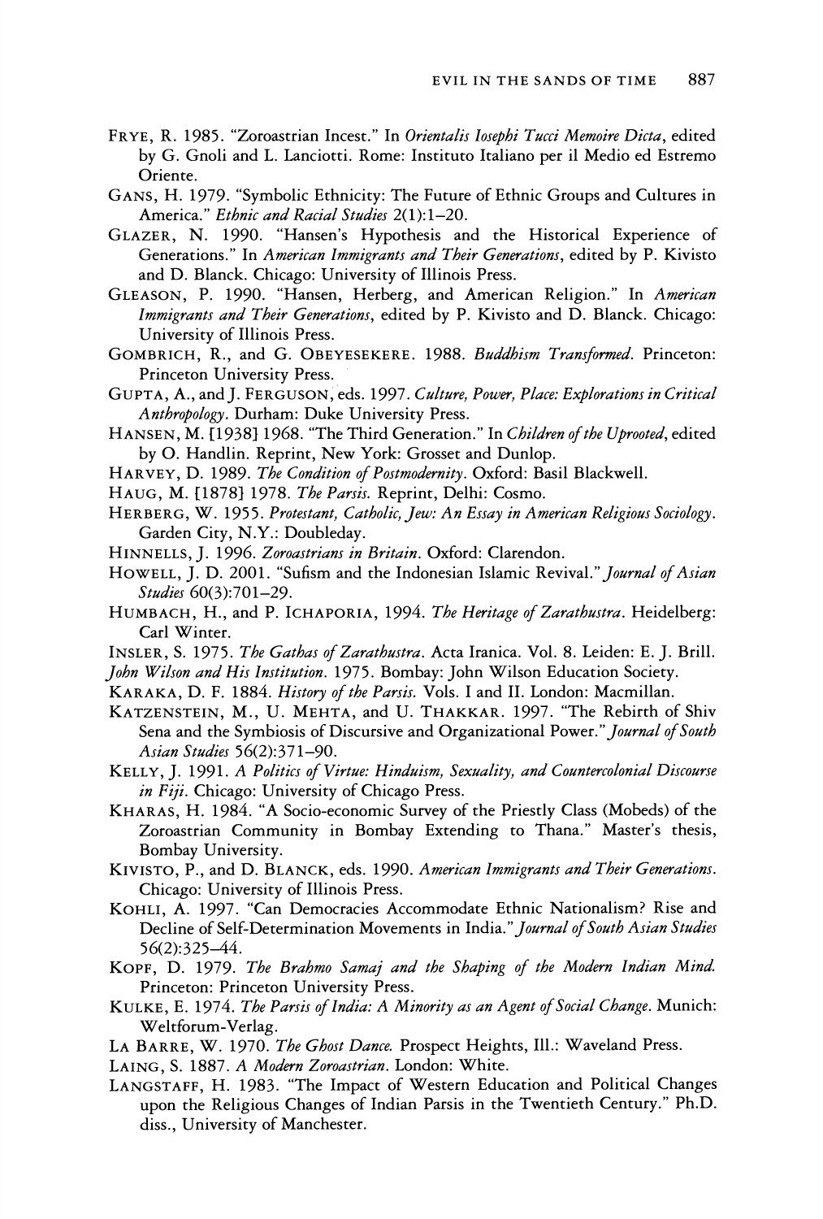FRYE, R. 1985. "Zoroastrian Incest." In *Orientalis Iosephi Tucci Memoire Dicta*, edited by G. Gnoli and L. Lanciotti. Rome: Instituto Italiano per il Medio ed Estremo Oriente.

GANS, H. 1979. "Symbolic Ethnicity: The Future of Ethnic Groups and Cultures in America." *Ethnic and Racial Studies* 2(1):1–20.

GLAZER, N. 1990. "Hansen's Hypothesis and the Historical Experience of Generations." In *American Immigrants and Their Generations*, edited by P. Kivisto and D. Blanck. Chicago: University of Illinois Press.

GLEASON, P. 1990. "Hansen, Herberg, and American Religion." In *American Immigrants and Their Generations*, edited by P. Kivisto and D. Blanck. Chicago: University of Illinois Press.

GOMBRICH, R., and G. OBEYESEKERE. 1988. *Buddhism Transformed*. Princeton: Princeton University Press.

GUPTA, A., and J. FERGUSON, eds. 1997. *Culture, Power, Place: Explorations in Critical Anthropology*. Durham: Duke University Press.

HANSEN, M. [1938] 1968. "The Third Generation." In *Children of the Uprooted*, edited by O. Handlin. Reprint, New York: Grosset and Dunlop.

HARVEY, D. 1989. *The Condition of Postmodernity*. Oxford: Basil Blackwell.

HAUG, M. [1878] 1978. *The Parsis*. Reprint, Delhi: Cosmo.

HERBERG, W. 1955. *Protestant, Catholic, Jew: An Essay in American Religious Sociology*. Garden City, N.Y.: Doubleday.

HINNELLS, J. 1996. *Zoroastrians in Britain*. Oxford: Clarendon.

HOWELL, J. D. 2001. "Sufism and the Indonesian Islamic Revival." *Journal of Asian Studies* 60(3):701–29.

HUMBACH, H., and P. ICHAPORIA, 1994. *The Heritage of Zarathustra*. Heidelberg: Carl Winter.

INSLER, S. 1975. *The Gathas of Zarathustra*. Acta Iranica. Vol. 8. Leiden: E. J. Brill.

*John Wilson and His Institution*. 1975. Bombay: John Wilson Education Society.

KARAKA, D. F. 1884. *History of the Parsis*. Vols. I and II. London: Macmillan.

KATZENSTEIN, M., U. MEHTA, and U. THAKKAR. 1997. "The Rebirth of Shiv Sena and the Symbiosis of Discursive and Organizational Power." *Journal of South Asian Studies* 56(2):371–90.

KELLY, J. 1991. *A Politics of Virtue: Hinduism, Sexuality, and Countercolonial Discourse in Fiji*. Chicago: University of Chicago Press.

KHARAS, H. 1984. "A Socio-economic Survey of the Priestly Class (Mobeds) of the Zoroastrian Community in Bombay Extending to Thana." Master's thesis, Bombay University.

KIVISTO, P., and D. BLANCK, eds. 1990. *American Immigrants and Their Generations*. Chicago: University of Illinois Press.

KOHLI, A. 1997. "Can Democracies Accommodate Ethnic Nationalism? Rise and Decline of Self-Determination Movements in India." *Journal of South Asian Studies* 56(2):325–44.

KOPF, D. 1979. *The Brahmo Samaj and the Shaping of the Modern Indian Mind*. Princeton: Princeton University Press.

KULKE, E. 1974. *The Parsis of India: A Minority as an Agent of Social Change*. Munich: Weltforum-Verlag.

LA BARRE, W. 1970. *The Ghost Dance*. Prospect Heights, Ill.: Waveland Press.

LAING, S. 1887. *A Modern Zoroastrian*. London: White.

LANGSTAFF, H. 1983. "The Impact of Western Education and Political Changes upon the Religious Changes of Indian Parsis in the Twentieth Century." Ph.D. diss., University of Manchester.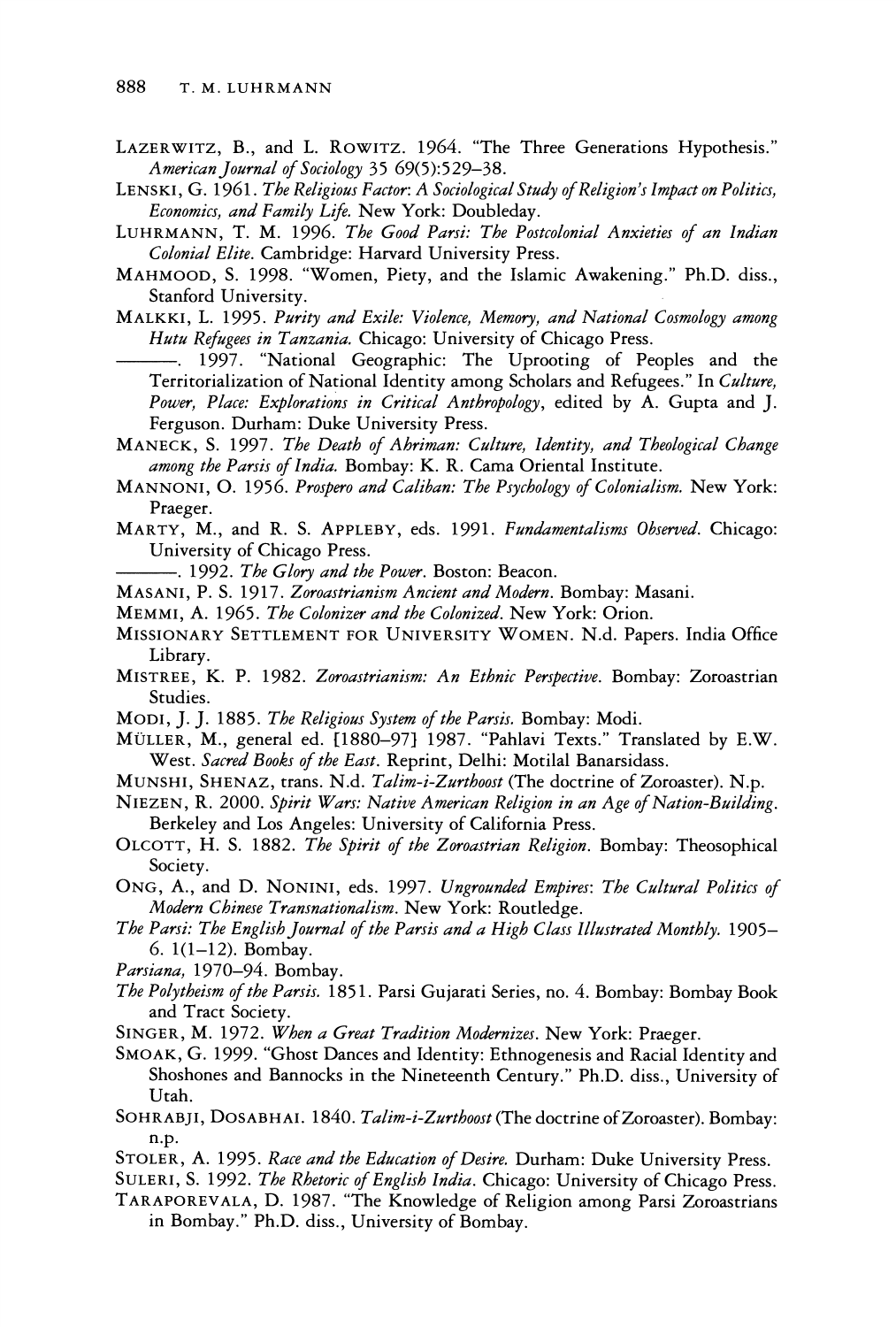LAZERWITZ, B., and L. ROWITZ. 1964. "The Three Generations Hypothesis." *American Journal of Sociology* 35 69(5):529–38.

LENSKI, G. 1961. *The Religious Factor: A Sociological Study of Religion's Impact on Politics, Economics, and Family Life.* New York: Doubleday.

LUHRMANN, T. M. 1996. *The Good Parsi: The Postcolonial Anxieties of an Indian Colonial Elite.* Cambridge: Harvard University Press.

MAHMOOD, S. 1998. "Women, Piety, and the Islamic Awakening." Ph.D. diss., Stanford University.

MALKKI, L. 1995. *Purity and Exile: Violence, Memory, and National Cosmology among Hutu Refugees in Tanzania.* Chicago: University of Chicago Press.

———. 1997. "National Geographic: The Uprooting of Peoples and the Territorialization of National Identity among Scholars and Refugees." In *Culture, Power, Place: Explorations in Critical Anthropology*, edited by A. Gupta and J. Ferguson. Durham: Duke University Press.

MANECK, S. 1997. *The Death of Ahriman: Culture, Identity, and Theological Change among the Parsis of India.* Bombay: K. R. Cama Oriental Institute.

MANNONI, O. 1956. *Prospero and Caliban: The Psychology of Colonialism.* New York: Praeger.

MARTY, M., and R. S. APPLEBY, eds. 1991. *Fundamentalisms Observed.* Chicago: University of Chicago Press.

———. 1992. *The Glory and the Power.* Boston: Beacon.

MASANI, P. S. 1917. *Zoroastrianism Ancient and Modern.* Bombay: Masani.

MEMMI, A. 1965. *The Colonizer and the Colonized.* New York: Orion.

MISSIONARY SETTLEMENT FOR UNIVERSITY WOMEN. N.d. Papers. India Office Library.

MISTREE, K. P. 1982. *Zoroastrianism: An Ethnic Perspective.* Bombay: Zoroastrian Studies.

MODI, J. J. 1885. *The Religious System of the Parsis.* Bombay: Modi.

MÜLLER, M., general ed. [1880–97] 1987. "Pahlavi Texts." Translated by E.W. West. *Sacred Books of the East.* Reprint, Delhi: Motilal Banarsidass.

MUNSHI, SHENAZ, trans. N.d. *Talim-i-Zurthoost* (The doctrine of Zoroaster). N.p.

NIEZEN, R. 2000. *Spirit Wars: Native American Religion in an Age of Nation-Building.* Berkeley and Los Angeles: University of California Press.

OLCOTT, H. S. 1882. *The Spirit of the Zoroastrian Religion.* Bombay: Theosophical Society.

ONG, A., and D. NONINI, eds. 1997. *Ungrounded Empires: The Cultural Politics of Modern Chinese Transnationalism.* New York: Routledge.

*The Parsi: The English Journal of the Parsis and a High Class Illustrated Monthly.* 1905–6. 1(1–12). Bombay.

*Parsiana*, 1970–94. Bombay.

*The Polytheism of the Parsis.* 1851. Parsi Gujarati Series, no. 4. Bombay: Bombay Book and Tract Society.

SINGER, M. 1972. *When a Great Tradition Modernizes.* New York: Praeger.

SMOAK, G. 1999. "Ghost Dances and Identity: Ethnogenesis and Racial Identity and Shoshones and Bannocks in the Nineteenth Century." Ph.D. diss., University of Utah.

SOHRABJI, DOSABHAI. 1840. *Talim-i-Zurthoost* (The doctrine of Zoroaster). Bombay: n.p.

STOLER, A. 1995. *Race and the Education of Desire.* Durham: Duke University Press.

SULERI, S. 1992. *The Rhetoric of English India.* Chicago: University of Chicago Press.

TARAPOREVALA, D. 1987. "The Knowledge of Religion among Parsi Zoroastrians in Bombay." Ph.D. diss., University of Bombay.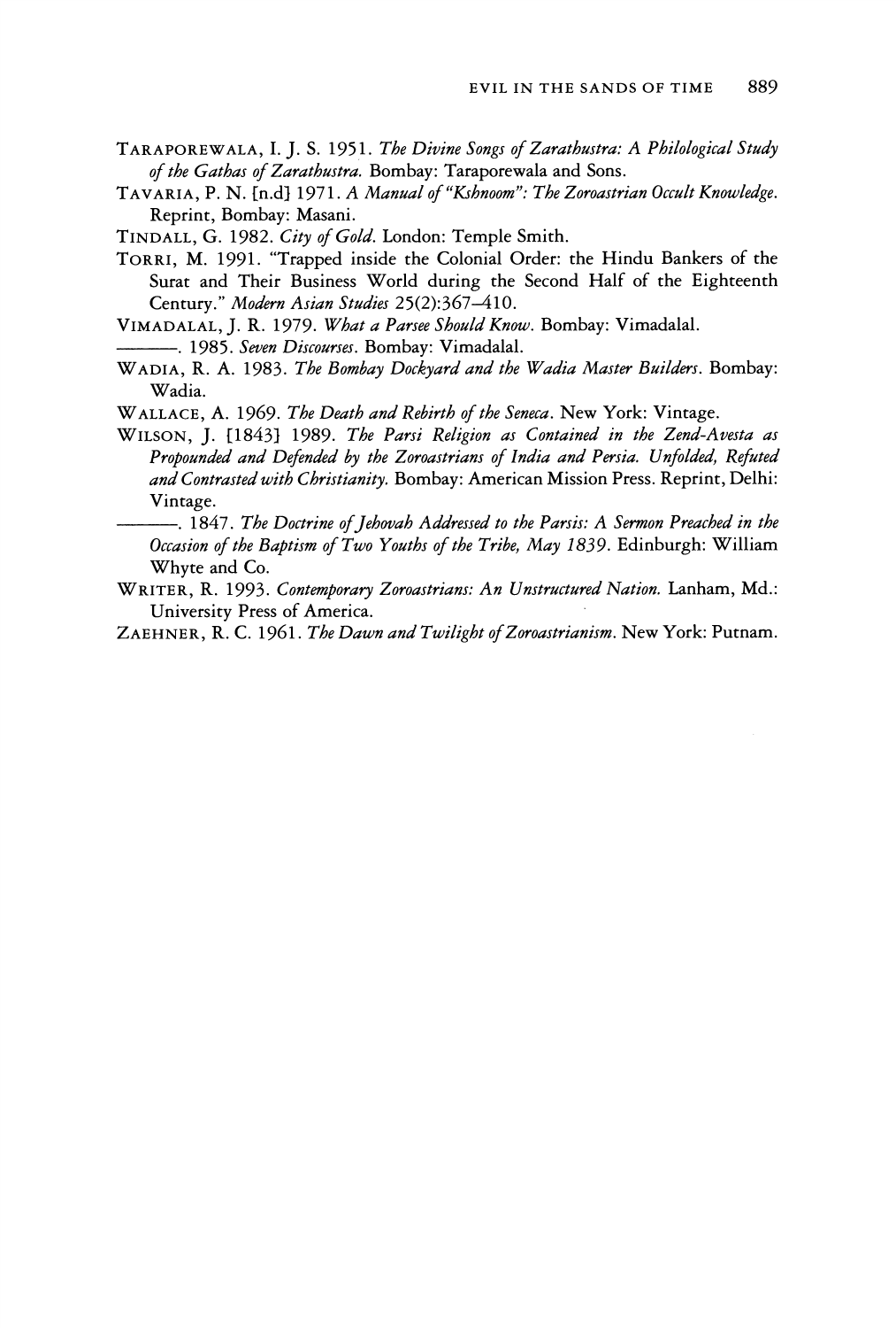TARAPOREWALA, I. J. S. 1951. *The Divine Songs of Zarathustra: A Philological Study of the Gathas of Zarathustra.* Bombay: Taraporewala and Sons.

TAVARIA, P. N. [n.d] 1971. *A Manual of "Kshnoom": The Zoroastrian Occult Knowledge.* Reprint, Bombay: Masani.

TINDALL, G. 1982. *City of Gold.* London: Temple Smith.

TORRI, M. 1991. "Trapped inside the Colonial Order: the Hindu Bankers of the Surat and Their Business World during the Second Half of the Eighteenth Century." *Modern Asian Studies* 25(2):367–410.

VIMADALAL, J. R. 1979. *What a Parsee Should Know.* Bombay: Vimadalal.

———. 1985. *Seven Discourses.* Bombay: Vimadalal.

WADIA, R. A. 1983. *The Bombay Dockyard and the Wadia Master Builders.* Bombay: Wadia.

WALLACE, A. 1969. *The Death and Rebirth of the Seneca.* New York: Vintage.

WILSON, J. [1843] 1989. *The Parsi Religion as Contained in the Zend-Avesta as Propounded and Defended by the Zoroastrians of India and Persia. Unfolded, Refuted and Contrasted with Christianity.* Bombay: American Mission Press. Reprint, Delhi: Vintage.

———. 1847. *The Doctrine of Jehovah Addressed to the Parsis: A Sermon Preached in the Occasion of the Baptism of Two Youths of the Tribe, May 1839.* Edinburgh: William Whyte and Co.

WRITER, R. 1993. *Contemporary Zoroastrians: An Unstructured Nation.* Lanham, Md.: University Press of America.

ZAEHNER, R. C. 1961. *The Dawn and Twilight of Zoroastrianism.* New York: Putnam.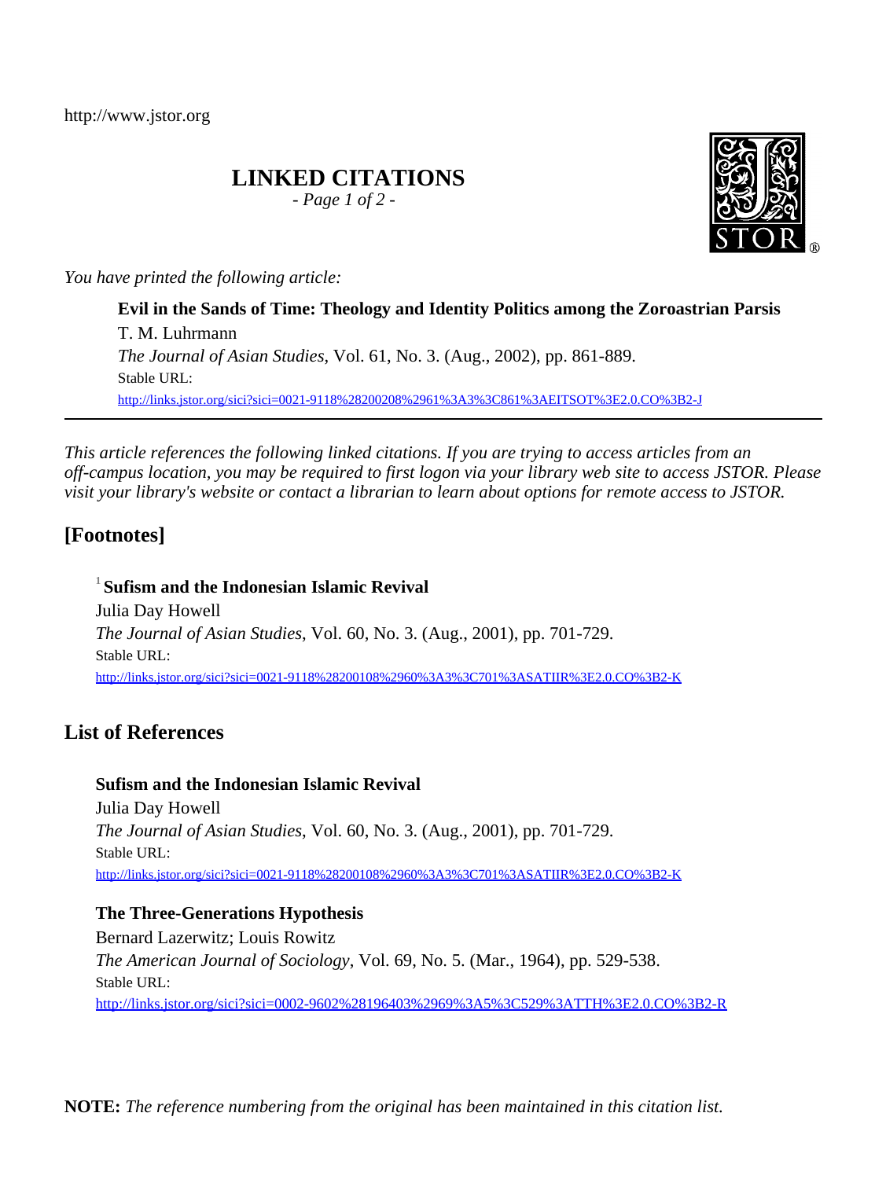http://www.jstor.org

# LINKED CITATIONS

*- Page 1 of 2 -*

*You have printed the following article:*

**Evil in the Sands of Time: Theology and Identity Politics among the Zoroastrian Parsis**
T. M. Luhrmann
*The Journal of Asian Studies*, Vol. 61, No. 3. (Aug., 2002), pp. 861-889.
Stable URL:
http://links.jstor.org/sici?sici=0021-9118%28200208%2961%3A3%3C861%3AEITSOT%3E2.0.CO%3B2-J

---

*This article references the following linked citations. If you are trying to access articles from an off-campus location, you may be required to first logon via your library web site to access JSTOR. Please visit your library's website or contact a librarian to learn about options for remote access to JSTOR.*

## [Footnotes]

[1] **Sufism and the Indonesian Islamic Revival**
Julia Day Howell
*The Journal of Asian Studies*, Vol. 60, No. 3. (Aug., 2001), pp. 701-729.
Stable URL:
http://links.jstor.org/sici?sici=0021-9118%28200108%2960%3A3%3C701%3ASATIIR%3E2.0.CO%3B2-K

## List of References

**Sufism and the Indonesian Islamic Revival**
Julia Day Howell
*The Journal of Asian Studies*, Vol. 60, No. 3. (Aug., 2001), pp. 701-729.
Stable URL:
http://links.jstor.org/sici?sici=0021-9118%28200108%2960%3A3%3C701%3ASATIIR%3E2.0.CO%3B2-K

**The Three-Generations Hypothesis**
Bernard Lazerwitz; Louis Rowitz
*The American Journal of Sociology*, Vol. 69, No. 5. (Mar., 1964), pp. 529-538.
Stable URL:
http://links.jstor.org/sici?sici=0002-9602%28196403%2969%3A5%3C529%3ATTH%3E2.0.CO%3B2-R

**NOTE:** *The reference numbering from the original has been maintained in this citation list.*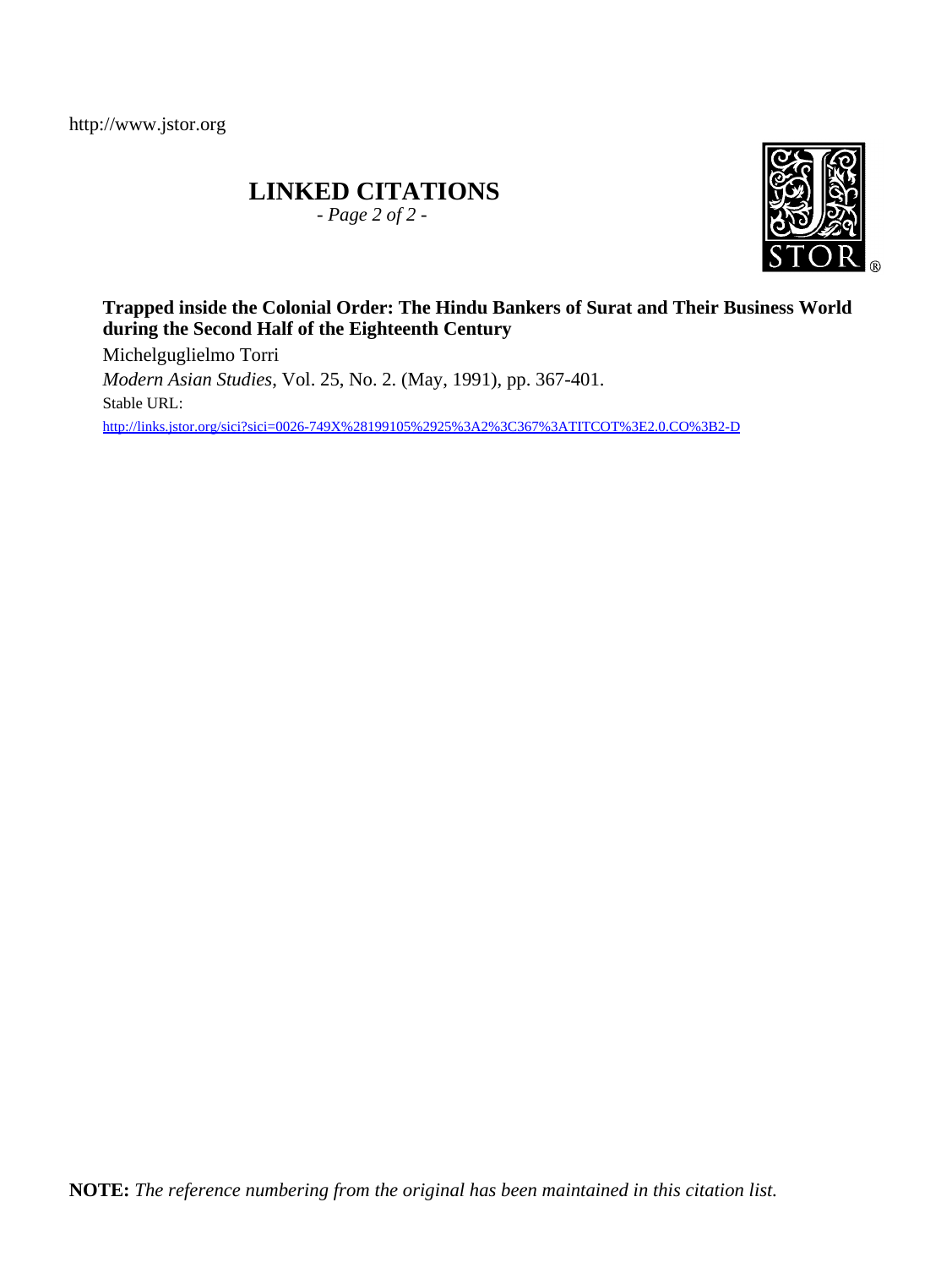http://www.jstor.org

# LINKED CITATIONS

*- Page 2 of 2 -*

**Trapped inside the Colonial Order: The Hindu Bankers of Surat and Their Business World during the Second Half of the Eighteenth Century**

Michelguglielmo Torri

*Modern Asian Studies*, Vol. 25, No. 2. (May, 1991), pp. 367-401.

Stable URL:

http://links.jstor.org/sici?sici=0026-749X%28199105%2925%3A2%3C367%3ATITCOT%3E2.0.CO%3B2-D

**NOTE:** *The reference numbering from the original has been maintained in this citation list.*